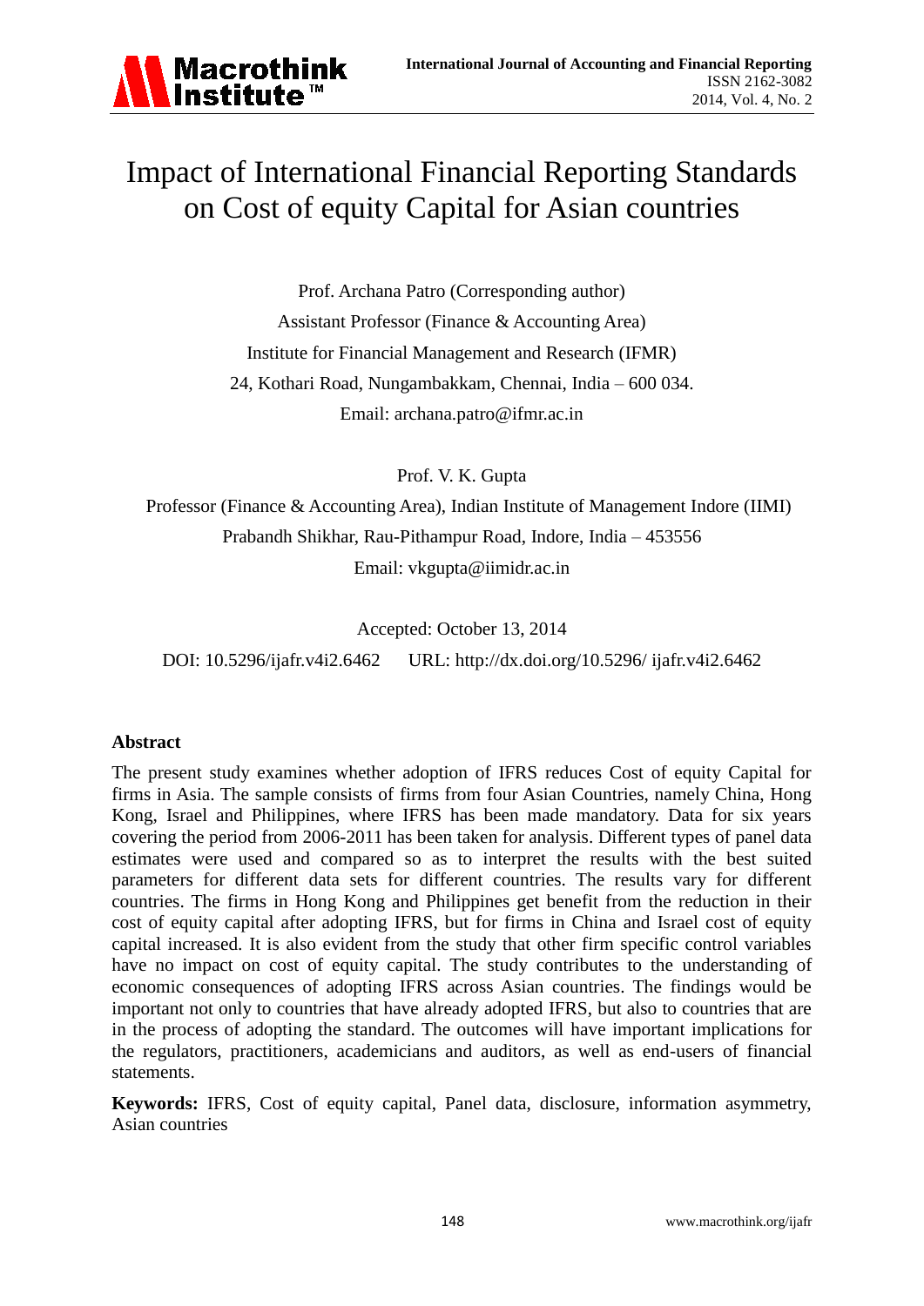# Impact of International Financial Reporting Standards on Cost of equity Capital for Asian countries

Prof. Archana Patro (Corresponding author)

Assistant Professor (Finance & Accounting Area)

Institute for Financial Management and Research (IFMR)

24, Kothari Road, Nungambakkam, Chennai, India – 600 034.

Email: archana.patro@ifmr.ac.in

Prof. V. K. Gupta

Professor (Finance & Accounting Area), Indian Institute of Management Indore (IIMI)

Prabandh Shikhar, Rau-Pithampur Road, Indore, India – 453556

Email: vkgupta@iimidr.ac.in

Accepted: October 13, 2014

DOI: 10.5296/ijafr.v4i2.6462 URL: http://dx.doi.org/10.5296/ ijafr.v4i2.6462

## Abstract

The present study examines whether adoption of IFRS reduces Cost of equity Capital for firms in Asia. The sample consists of firms from four Asian Countries, namely China, Hong Kong, Israel and Philippines, where IFRS has been made mandatory. Data for six years covering the period from 2006-2011 has been taken for analysis. Different types of panel data estimates were used and compared so as to interpret the results with the best suited parameters for different data sets for different countries. The results vary for different countries. The firms in Hong Kong and Philippines get benefit from the reduction in their cost of equity capital after adopting IFRS, but for firms in China and Israel cost of equity capital increased. It is also evident from the study that other firm specific control variables have no impact on cost of equity capital. The study contributes to the understanding of economic consequences of adopting IFRS across Asian countries. The findings would be important not only to countries that have already adopted IFRS, but also to countries that are in the process of adopting the standard. The outcomes will have important implications for the regulators, practitioners, academicians and auditors, as well as end-users of financial statements.

**Keywords:** IFRS, Cost of equity capital, Panel data, disclosure, information asymmetry, Asian countries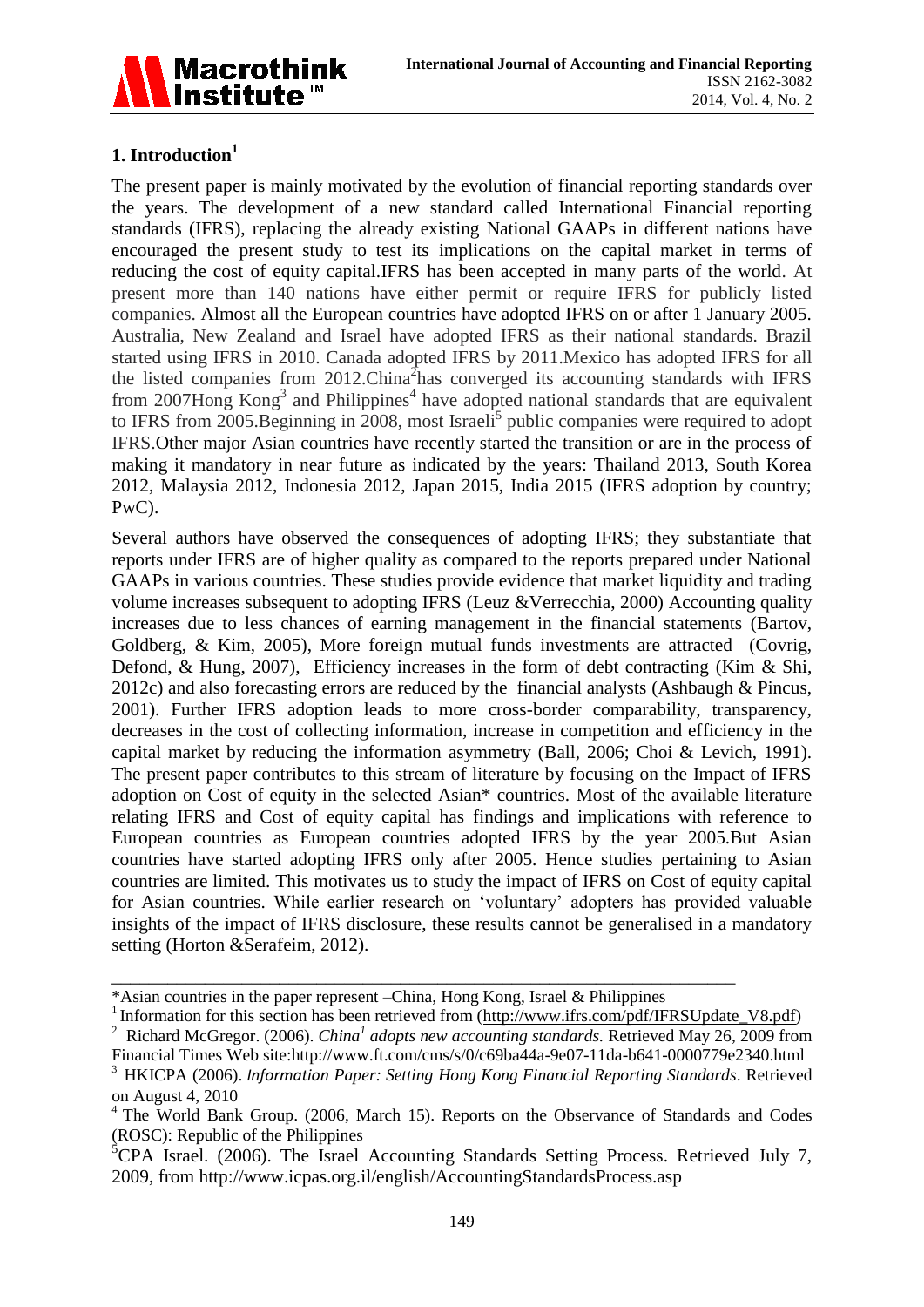## 1. Introduction[1]

The present paper is mainly motivated by the evolution of financial reporting standards over the years. The development of a new standard called International Financial reporting standards (IFRS), replacing the already existing National GAAPs in different nations have encouraged the present study to test its implications on the capital market in terms of reducing the cost of equity capital.IFRS has been accepted in many parts of the world. At present more than 140 nations have either permit or require IFRS for publicly listed companies. Almost all the European countries have adopted IFRS on or after 1 January 2005. Australia, New Zealand and Israel have adopted IFRS as their national standards. Brazil started using IFRS in 2010. Canada adopted IFRS by 2011.Mexico has adopted IFRS for all the listed companies from 2012.China[2]has converged its accounting standards with IFRS from 2007Hong Kong[3] and Philippines[4] have adopted national standards that are equivalent to IFRS from 2005.Beginning in 2008, most Israeli[5] public companies were required to adopt IFRS.Other major Asian countries have recently started the transition or are in the process of making it mandatory in near future as indicated by the years: Thailand 2013, South Korea 2012, Malaysia 2012, Indonesia 2012, Japan 2015, India 2015 (IFRS adoption by country; PwC).

Several authors have observed the consequences of adopting IFRS; they substantiate that reports under IFRS are of higher quality as compared to the reports prepared under National GAAPs in various countries. These studies provide evidence that market liquidity and trading volume increases subsequent to adopting IFRS (Leuz &Verrecchia, 2000) Accounting quality increases due to less chances of earning management in the financial statements (Bartov, Goldberg, & Kim, 2005), More foreign mutual funds investments are attracted (Covrig, Defond, & Hung, 2007), Efficiency increases in the form of debt contracting (Kim & Shi, 2012c) and also forecasting errors are reduced by the financial analysts (Ashbaugh & Pincus, 2001). Further IFRS adoption leads to more cross-border comparability, transparency, decreases in the cost of collecting information, increase in competition and efficiency in the capital market by reducing the information asymmetry (Ball, 2006; Choi & Levich, 1991). The present paper contributes to this stream of literature by focusing on the Impact of IFRS adoption on Cost of equity in the selected Asian* countries. Most of the available literature relating IFRS and Cost of equity capital has findings and implications with reference to European countries as European countries adopted IFRS by the year 2005.But Asian countries have started adopting IFRS only after 2005. Hence studies pertaining to Asian countries are limited. This motivates us to study the impact of IFRS on Cost of equity capital for Asian countries. While earlier research on 'voluntary' adopters has provided valuable insights of the impact of IFRS disclosure, these results cannot be generalised in a mandatory setting (Horton &Serafeim, 2012).

---

*Asian countries in the paper represent –China, Hong Kong, Israel & Philippines

[1] Information for this section has been retrieved from (http://www.ifrs.com/pdf/IFRSUpdate_V8.pdf)

[2] Richard McGregor. (2006). *China[1] adopts new accounting standards.* Retrieved May 26, 2009 from Financial Times Web site:http://www.ft.com/cms/s/0/c69ba44a-9e07-11da-b641-0000779e2340.html

[3] HKICPA (2006). *Information Paper: Setting Hong Kong Financial Reporting Standards*. Retrieved on August 4, 2010

[4] The World Bank Group. (2006, March 15). Reports on the Observance of Standards and Codes (ROSC): Republic of the Philippines

[5] CPA Israel. (2006). The Israel Accounting Standards Setting Process. Retrieved July 7, 2009, from http://www.icpas.org.il/english/AccountingStandardsProcess.asp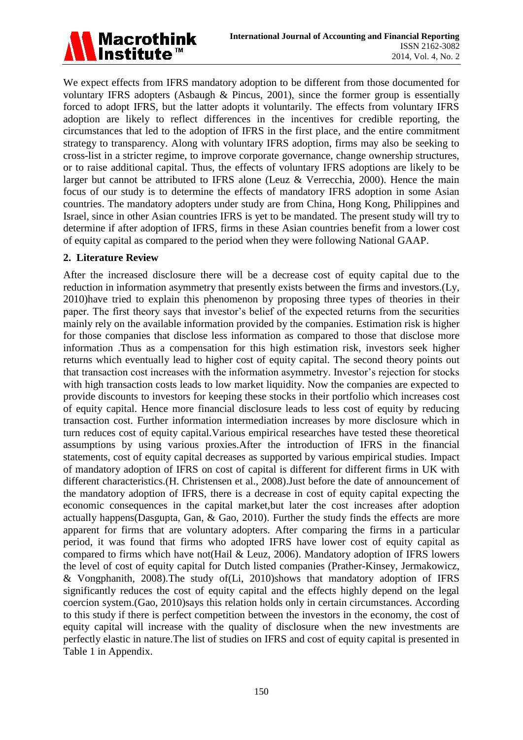We expect effects from IFRS mandatory adoption to be different from those documented for voluntary IFRS adopters (Asbaugh & Pincus, 2001), since the former group is essentially forced to adopt IFRS, but the latter adopts it voluntarily. The effects from voluntary IFRS adoption are likely to reflect differences in the incentives for credible reporting, the circumstances that led to the adoption of IFRS in the first place, and the entire commitment strategy to transparency. Along with voluntary IFRS adoption, firms may also be seeking to cross-list in a stricter regime, to improve corporate governance, change ownership structures, or to raise additional capital. Thus, the effects of voluntary IFRS adoptions are likely to be larger but cannot be attributed to IFRS alone (Leuz & Verrecchia, 2000). Hence the main focus of our study is to determine the effects of mandatory IFRS adoption in some Asian countries. The mandatory adopters under study are from China, Hong Kong, Philippines and Israel, since in other Asian countries IFRS is yet to be mandated. The present study will try to determine if after adoption of IFRS, firms in these Asian countries benefit from a lower cost of equity capital as compared to the period when they were following National GAAP.

## 2. Literature Review

After the increased disclosure there will be a decrease cost of equity capital due to the reduction in information asymmetry that presently exists between the firms and investors.(Ly, 2010)have tried to explain this phenomenon by proposing three types of theories in their paper. The first theory says that investor's belief of the expected returns from the securities mainly rely on the available information provided by the companies. Estimation risk is higher for those companies that disclose less information as compared to those that disclose more information .Thus as a compensation for this high estimation risk, investors seek higher returns which eventually lead to higher cost of equity capital. The second theory points out that transaction cost increases with the information asymmetry. Investor's rejection for stocks with high transaction costs leads to low market liquidity. Now the companies are expected to provide discounts to investors for keeping these stocks in their portfolio which increases cost of equity capital. Hence more financial disclosure leads to less cost of equity by reducing transaction cost. Further information intermediation increases by more disclosure which in turn reduces cost of equity capital.Various empirical researches have tested these theoretical assumptions by using various proxies.After the introduction of IFRS in the financial statements, cost of equity capital decreases as supported by various empirical studies. Impact of mandatory adoption of IFRS on cost of capital is different for different firms in UK with different characteristics.(H. Christensen et al., 2008).Just before the date of announcement of the mandatory adoption of IFRS, there is a decrease in cost of equity capital expecting the economic consequences in the capital market,but later the cost increases after adoption actually happens(Dasgupta, Gan, & Gao, 2010). Further the study finds the effects are more apparent for firms that are voluntary adopters. After comparing the firms in a particular period, it was found that firms who adopted IFRS have lower cost of equity capital as compared to firms which have not(Hail & Leuz, 2006). Mandatory adoption of IFRS lowers the level of cost of equity capital for Dutch listed companies (Prather-Kinsey, Jermakowicz, & Vongphanith, 2008).The study of(Li, 2010)shows that mandatory adoption of IFRS significantly reduces the cost of equity capital and the effects highly depend on the legal coercion system.(Gao, 2010)says this relation holds only in certain circumstances. According to this study if there is perfect competition between the investors in the economy, the cost of equity capital will increase with the quality of disclosure when the new investments are perfectly elastic in nature.The list of studies on IFRS and cost of equity capital is presented in Table 1 in Appendix.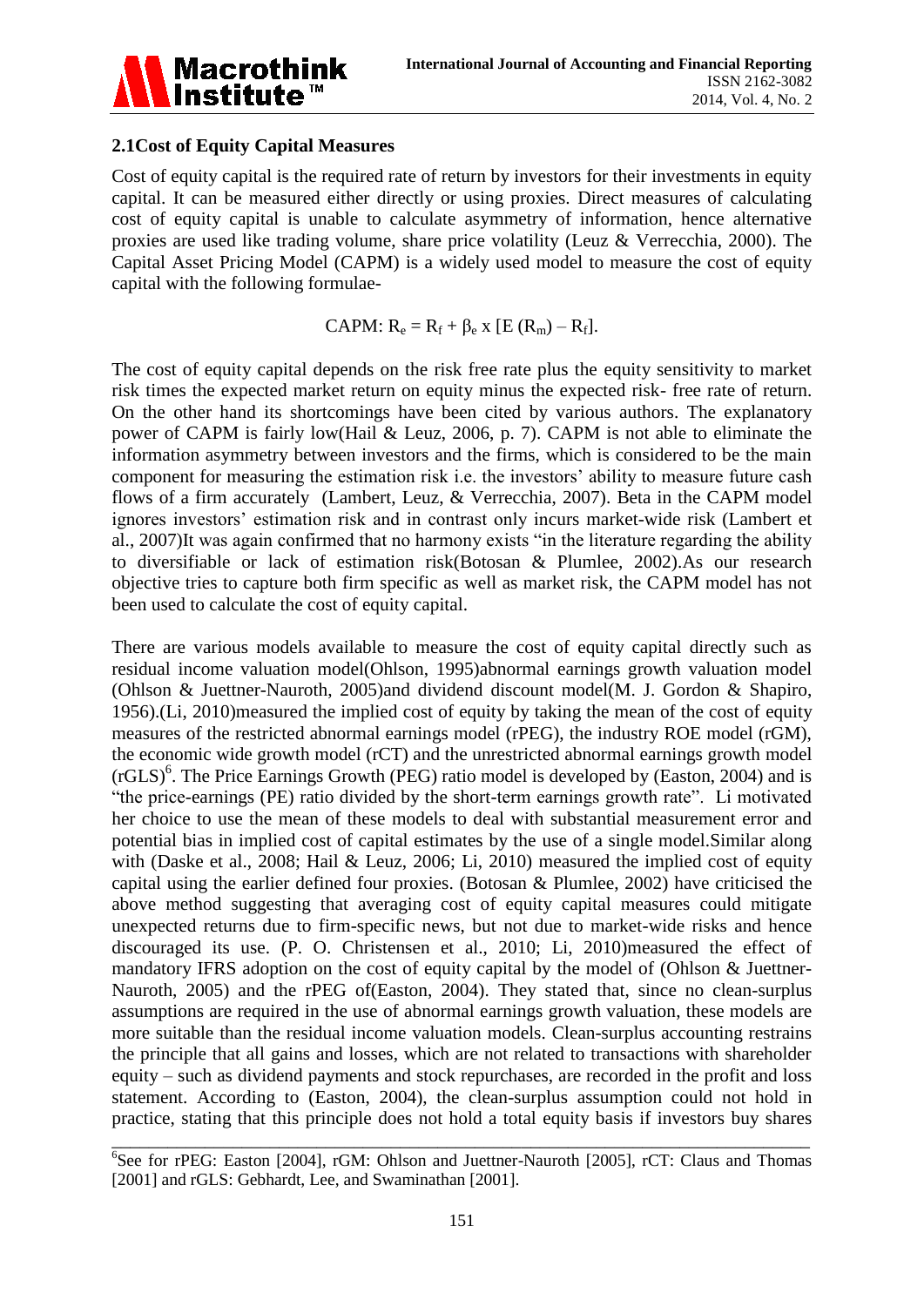## 2.1Cost of Equity Capital Measures

Cost of equity capital is the required rate of return by investors for their investments in equity capital. It can be measured either directly or using proxies. Direct measures of calculating cost of equity capital is unable to calculate asymmetry of information, hence alternative proxies are used like trading volume, share price volatility (Leuz & Verrecchia, 2000). The Capital Asset Pricing Model (CAPM) is a widely used model to measure the cost of equity capital with the following formulae-

$$\text{CAPM: } R_e = R_f + \beta_e \times [E(R_m) - R_f].$$

The cost of equity capital depends on the risk free rate plus the equity sensitivity to market risk times the expected market return on equity minus the expected risk- free rate of return. On the other hand its shortcomings have been cited by various authors. The explanatory power of CAPM is fairly low(Hail & Leuz, 2006, p. 7). CAPM is not able to eliminate the information asymmetry between investors and the firms, which is considered to be the main component for measuring the estimation risk i.e. the investors' ability to measure future cash flows of a firm accurately (Lambert, Leuz, & Verrecchia, 2007). Beta in the CAPM model ignores investors' estimation risk and in contrast only incurs market-wide risk (Lambert et al., 2007)It was again confirmed that no harmony exists "in the literature regarding the ability to diversifiable or lack of estimation risk(Botosan & Plumlee, 2002).As our research objective tries to capture both firm specific as well as market risk, the CAPM model has not been used to calculate the cost of equity capital.

There are various models available to measure the cost of equity capital directly such as residual income valuation model(Ohlson, 1995)abnormal earnings growth valuation model (Ohlson & Juettner-Nauroth, 2005)and dividend discount model(M. J. Gordon & Shapiro, 1956).(Li, 2010)measured the implied cost of equity by taking the mean of the cost of equity measures of the restricted abnormal earnings model (rPEG), the industry ROE model (rGM), the economic wide growth model (rCT) and the unrestricted abnormal earnings growth model (rGLS)[6]. The Price Earnings Growth (PEG) ratio model is developed by (Easton, 2004) and is "the price-earnings (PE) ratio divided by the short-term earnings growth rate". Li motivated her choice to use the mean of these models to deal with substantial measurement error and potential bias in implied cost of capital estimates by the use of a single model.Similar along with (Daske et al., 2008; Hail & Leuz, 2006; Li, 2010) measured the implied cost of equity capital using the earlier defined four proxies. (Botosan & Plumlee, 2002) have criticised the above method suggesting that averaging cost of equity capital measures could mitigate unexpected returns due to firm-specific news, but not due to market-wide risks and hence discouraged its use. (P. O. Christensen et al., 2010; Li, 2010)measured the effect of mandatory IFRS adoption on the cost of equity capital by the model of (Ohlson & Juettner-Nauroth, 2005) and the rPEG of(Easton, 2004). They stated that, since no clean-surplus assumptions are required in the use of abnormal earnings growth valuation, these models are more suitable than the residual income valuation models. Clean-surplus accounting restrains the principle that all gains and losses, which are not related to transactions with shareholder equity – such as dividend payments and stock repurchases, are recorded in the profit and loss statement. According to (Easton, 2004), the clean-surplus assumption could not hold in practice, stating that this principle does not hold a total equity basis if investors buy shares

---

[6]See for rPEG: Easton [2004], rGM: Ohlson and Juettner-Nauroth [2005], rCT: Claus and Thomas [2001] and rGLS: Gebhardt, Lee, and Swaminathan [2001].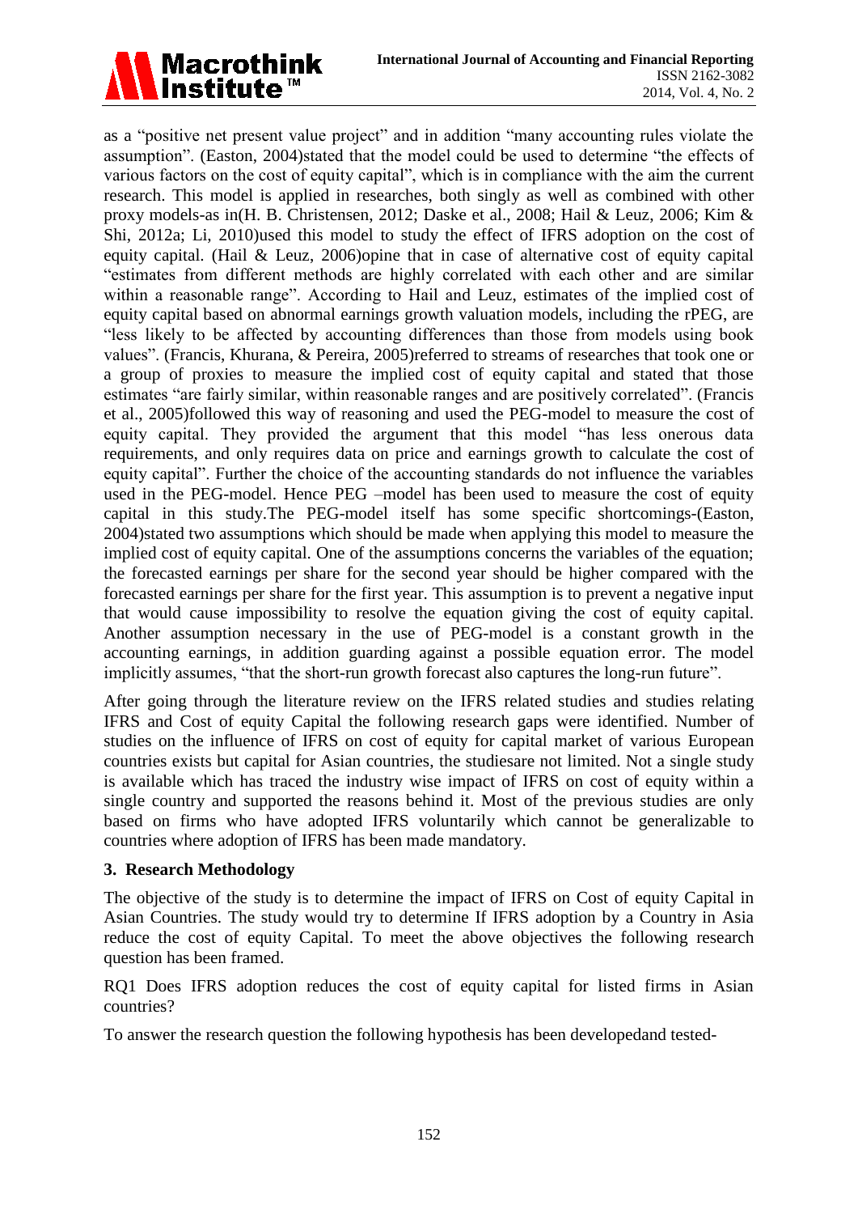as a "positive net present value project" and in addition "many accounting rules violate the assumption". (Easton, 2004)stated that the model could be used to determine "the effects of various factors on the cost of equity capital", which is in compliance with the aim the current research. This model is applied in researches, both singly as well as combined with other proxy models-as in(H. B. Christensen, 2012; Daske et al., 2008; Hail & Leuz, 2006; Kim & Shi, 2012a; Li, 2010)used this model to study the effect of IFRS adoption on the cost of equity capital. (Hail & Leuz, 2006)opine that in case of alternative cost of equity capital "estimates from different methods are highly correlated with each other and are similar within a reasonable range". According to Hail and Leuz, estimates of the implied cost of equity capital based on abnormal earnings growth valuation models, including the rPEG, are "less likely to be affected by accounting differences than those from models using book values". (Francis, Khurana, & Pereira, 2005)referred to streams of researches that took one or a group of proxies to measure the implied cost of equity capital and stated that those estimates "are fairly similar, within reasonable ranges and are positively correlated". (Francis et al., 2005)followed this way of reasoning and used the PEG-model to measure the cost of equity capital. They provided the argument that this model "has less onerous data requirements, and only requires data on price and earnings growth to calculate the cost of equity capital". Further the choice of the accounting standards do not influence the variables used in the PEG-model. Hence PEG –model has been used to measure the cost of equity capital in this study.The PEG-model itself has some specific shortcomings-(Easton, 2004)stated two assumptions which should be made when applying this model to measure the implied cost of equity capital. One of the assumptions concerns the variables of the equation; the forecasted earnings per share for the second year should be higher compared with the forecasted earnings per share for the first year. This assumption is to prevent a negative input that would cause impossibility to resolve the equation giving the cost of equity capital. Another assumption necessary in the use of PEG-model is a constant growth in the accounting earnings, in addition guarding against a possible equation error. The model implicitly assumes, "that the short-run growth forecast also captures the long-run future".

After going through the literature review on the IFRS related studies and studies relating IFRS and Cost of equity Capital the following research gaps were identified. Number of studies on the influence of IFRS on cost of equity for capital market of various European countries exists but capital for Asian countries, the studiesare not limited. Not a single study is available which has traced the industry wise impact of IFRS on cost of equity within a single country and supported the reasons behind it. Most of the previous studies are only based on firms who have adopted IFRS voluntarily which cannot be generalizable to countries where adoption of IFRS has been made mandatory.

## 3. Research Methodology

The objective of the study is to determine the impact of IFRS on Cost of equity Capital in Asian Countries. The study would try to determine If IFRS adoption by a Country in Asia reduce the cost of equity Capital. To meet the above objectives the following research question has been framed.

RQ1 Does IFRS adoption reduces the cost of equity capital for listed firms in Asian countries?

To answer the research question the following hypothesis has been developedand tested-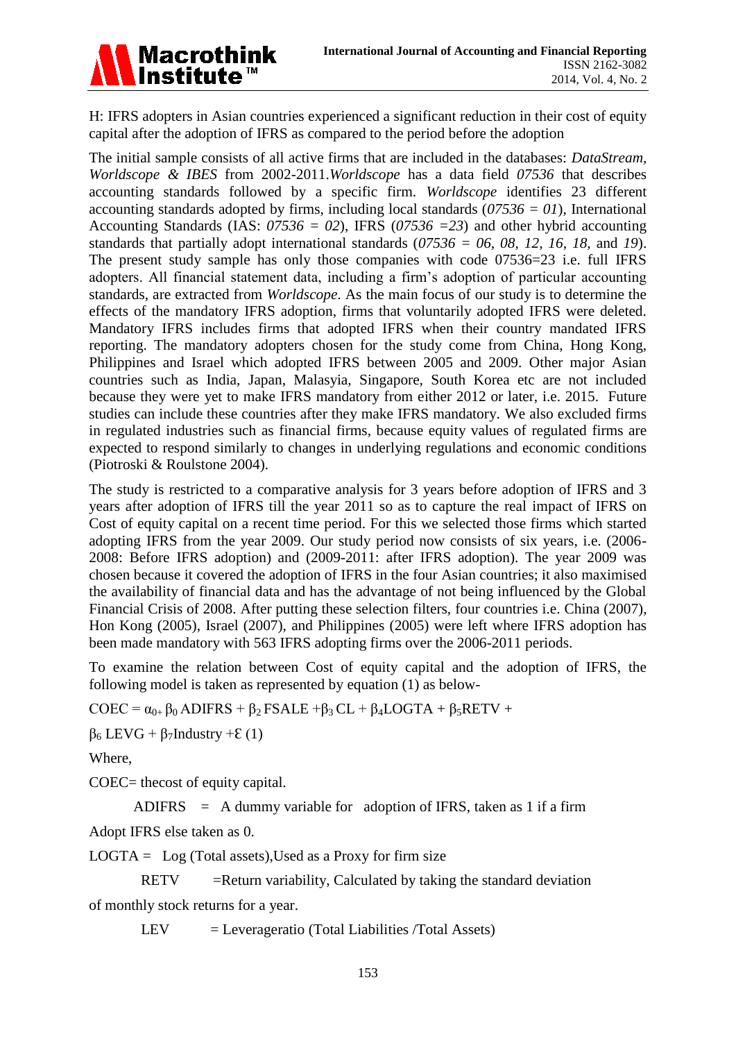H: IFRS adopters in Asian countries experienced a significant reduction in their cost of equity capital after the adoption of IFRS as compared to the period before the adoption

The initial sample consists of all active firms that are included in the databases: *DataStream, Worldscope & IBES* from 2002-2011.*Worldscope* has a data field *07536* that describes accounting standards followed by a specific firm. *Worldscope* identifies 23 different accounting standards adopted by firms, including local standards (*07536 = 01*), International Accounting Standards (IAS: *07536 = 02*), IFRS (*07536 =23*) and other hybrid accounting standards that partially adopt international standards (*07536 = 06, 08, 12, 16, 18,* and *19*). The present study sample has only those companies with code 07536=23 i.e. full IFRS adopters. All financial statement data, including a firm's adoption of particular accounting standards, are extracted from *Worldscope*. As the main focus of our study is to determine the effects of the mandatory IFRS adoption, firms that voluntarily adopted IFRS were deleted. Mandatory IFRS includes firms that adopted IFRS when their country mandated IFRS reporting. The mandatory adopters chosen for the study come from China, Hong Kong, Philippines and Israel which adopted IFRS between 2005 and 2009. Other major Asian countries such as India, Japan, Malasyia, Singapore, South Korea etc are not included because they were yet to make IFRS mandatory from either 2012 or later, i.e. 2015. Future studies can include these countries after they make IFRS mandatory. We also excluded firms in regulated industries such as financial firms, because equity values of regulated firms are expected to respond similarly to changes in underlying regulations and economic conditions (Piotroski & Roulstone 2004).

The study is restricted to a comparative analysis for 3 years before adoption of IFRS and 3 years after adoption of IFRS till the year 2011 so as to capture the real impact of IFRS on Cost of equity capital on a recent time period. For this we selected those firms which started adopting IFRS from the year 2009. Our study period now consists of six years, i.e. (2006-2008: Before IFRS adoption) and (2009-2011: after IFRS adoption). The year 2009 was chosen because it covered the adoption of IFRS in the four Asian countries; it also maximised the availability of financial data and has the advantage of not being influenced by the Global Financial Crisis of 2008. After putting these selection filters, four countries i.e. China (2007), Hon Kong (2005), Israel (2007), and Philippines (2005) were left where IFRS adoption has been made mandatory with 563 IFRS adopting firms over the 2006-2011 periods.

To examine the relation between Cost of equity capital and the adoption of IFRS, the following model is taken as represented by equation (1) as below-

$$COEC = \alpha_{0+} \beta_0\, ADIFRS + \beta_2\, FSALE + \beta_3\, CL + \beta_4 LOGTA + \beta_5 RETV +$$

$$\beta_6\, LEVG + \beta_7 Industry + \mathcal{E} \quad (1)$$

Where,

COEC= thecost of equity capital.

ADIFRS = A dummy variable for adoption of IFRS, taken as 1 if a firm Adopt IFRS else taken as 0.

LOGTA = Log (Total assets),Used as a Proxy for firm size

RETV =Return variability, Calculated by taking the standard deviation of monthly stock returns for a year.

LEV = Leverageratio (Total Liabilities /Total Assets)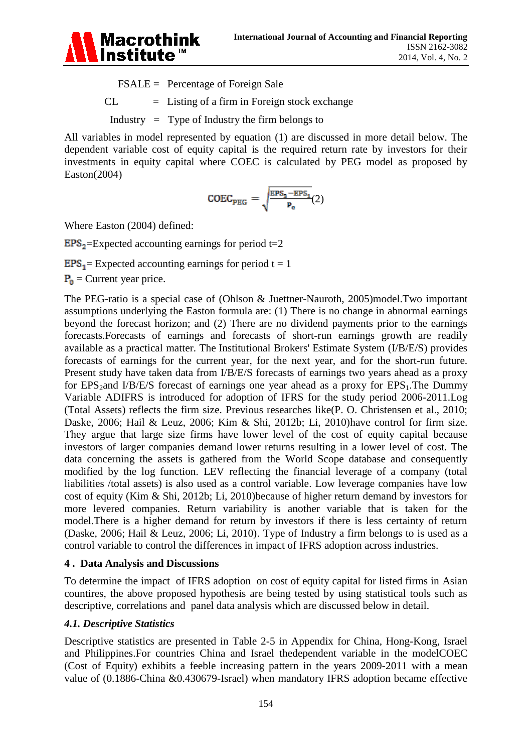FSALE = Percentage of Foreign Sale

CL = Listing of a firm in Foreign stock exchange

Industry = Type of Industry the firm belongs to

All variables in model represented by equation (1) are discussed in more detail below. The dependent variable cost of equity capital is the required return rate by investors for their investments in equity capital where COEC is calculated by PEG model as proposed by Easton(2004)

$$COEC_{PEG} = \sqrt{\frac{EPS_2 - EPS_1}{P_0}} (2)$$

Where Easton (2004) defined:

$EPS_2$=Expected accounting earnings for period t=2

$EPS_1$= Expected accounting earnings for period t = 1

$P_0$ = Current year price.

The PEG-ratio is a special case of (Ohlson & Juettner-Nauroth, 2005)model.Two important assumptions underlying the Easton formula are: (1) There is no change in abnormal earnings beyond the forecast horizon; and (2) There are no dividend payments prior to the earnings forecasts.Forecasts of earnings and forecasts of short-run earnings growth are readily available as a practical matter. The Institutional Brokers' Estimate System (I/B/E/S) provides forecasts of earnings for the current year, for the next year, and for the short-run future. Present study have taken data from I/B/E/S forecasts of earnings two years ahead as a proxy for $EPS_2$and I/B/E/S forecast of earnings one year ahead as a proxy for $EPS_1$.The Dummy Variable ADIFRS is introduced for adoption of IFRS for the study period 2006-2011.Log (Total Assets) reflects the firm size. Previous researches like(P. O. Christensen et al., 2010; Daske, 2006; Hail & Leuz, 2006; Kim & Shi, 2012b; Li, 2010)have control for firm size. They argue that large size firms have lower level of the cost of equity capital because investors of larger companies demand lower returns resulting in a lower level of cost. The data concerning the assets is gathered from the World Scope database and consequently modified by the log function. LEV reflecting the financial leverage of a company (total liabilities /total assets) is also used as a control variable. Low leverage companies have low cost of equity (Kim & Shi, 2012b; Li, 2010)because of higher return demand by investors for more levered companies. Return variability is another variable that is taken for the model.There is a higher demand for return by investors if there is less certainty of return (Daske, 2006; Hail & Leuz, 2006; Li, 2010). Type of Industry a firm belongs to is used as a control variable to control the differences in impact of IFRS adoption across industries.

## 4 . Data Analysis and Discussions

To determine the impact of IFRS adoption on cost of equity capital for listed firms in Asian countires, the above proposed hypothesis are being tested by using statistical tools such as descriptive, correlations and panel data analysis which are discussed below in detail.

### *4.1. Descriptive Statistics*

Descriptive statistics are presented in Table 2-5 in Appendix for China, Hong-Kong, Israel and Philippines.For countries China and Israel thedependent variable in the modelCOEC (Cost of Equity) exhibits a feeble increasing pattern in the years 2009-2011 with a mean value of (0.1886-China &0.430679-Israel) when mandatory IFRS adoption became effective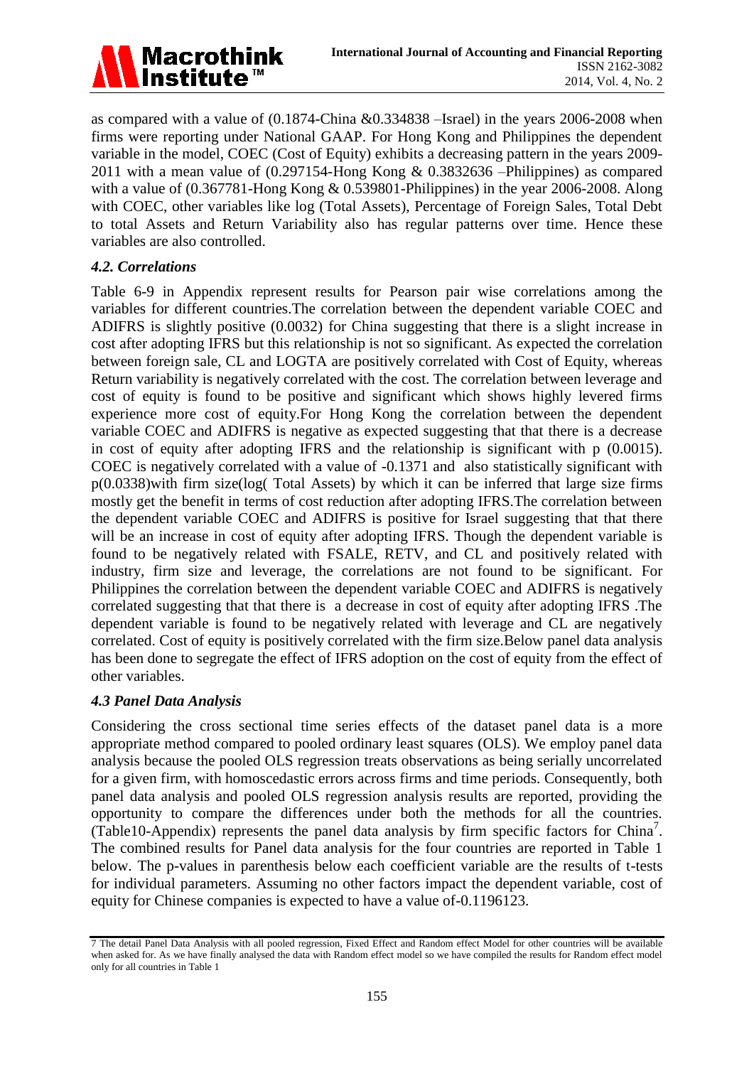as compared with a value of (0.1874-China &0.334838 –Israel) in the years 2006-2008 when firms were reporting under National GAAP. For Hong Kong and Philippines the dependent variable in the model, COEC (Cost of Equity) exhibits a decreasing pattern in the years 2009-2011 with a mean value of (0.297154-Hong Kong & 0.3832636 –Philippines) as compared with a value of (0.367781-Hong Kong & 0.539801-Philippines) in the year 2006-2008. Along with COEC, other variables like log (Total Assets), Percentage of Foreign Sales, Total Debt to total Assets and Return Variability also has regular patterns over time. Hence these variables are also controlled.

### *4.2. Correlations*

Table 6-9 in Appendix represent results for Pearson pair wise correlations among the variables for different countries.The correlation between the dependent variable COEC and ADIFRS is slightly positive (0.0032) for China suggesting that there is a slight increase in cost after adopting IFRS but this relationship is not so significant. As expected the correlation between foreign sale, CL and LOGTA are positively correlated with Cost of Equity, whereas Return variability is negatively correlated with the cost. The correlation between leverage and cost of equity is found to be positive and significant which shows highly levered firms experience more cost of equity.For Hong Kong the correlation between the dependent variable COEC and ADIFRS is negative as expected suggesting that that there is a decrease in cost of equity after adopting IFRS and the relationship is significant with p (0.0015). COEC is negatively correlated with a value of -0.1371 and also statistically significant with p(0.0338)with firm size(log( Total Assets) by which it can be inferred that large size firms mostly get the benefit in terms of cost reduction after adopting IFRS.The correlation between the dependent variable COEC and ADIFRS is positive for Israel suggesting that that there will be an increase in cost of equity after adopting IFRS. Though the dependent variable is found to be negatively related with FSALE, RETV, and CL and positively related with industry, firm size and leverage, the correlations are not found to be significant. For Philippines the correlation between the dependent variable COEC and ADIFRS is negatively correlated suggesting that that there is a decrease in cost of equity after adopting IFRS .The dependent variable is found to be negatively related with leverage and CL are negatively correlated. Cost of equity is positively correlated with the firm size.Below panel data analysis has been done to segregate the effect of IFRS adoption on the cost of equity from the effect of other variables.

### *4.3 Panel Data Analysis*

Considering the cross sectional time series effects of the dataset panel data is a more appropriate method compared to pooled ordinary least squares (OLS). We employ panel data analysis because the pooled OLS regression treats observations as being serially uncorrelated for a given firm, with homoscedastic errors across firms and time periods. Consequently, both panel data analysis and pooled OLS regression analysis results are reported, providing the opportunity to compare the differences under both the methods for all the countries. (Table10-Appendix) represents the panel data analysis by firm specific factors for China[7]. The combined results for Panel data analysis for the four countries are reported in Table 1 below. The p-values in parenthesis below each coefficient variable are the results of t-tests for individual parameters. Assuming no other factors impact the dependent variable, cost of equity for Chinese companies is expected to have a value of-0.1196123.

7 The detail Panel Data Analysis with all pooled regression, Fixed Effect and Random effect Model for other countries will be available when asked for. As we have finally analysed the data with Random effect model so we have compiled the results for Random effect model only for all countries in Table 1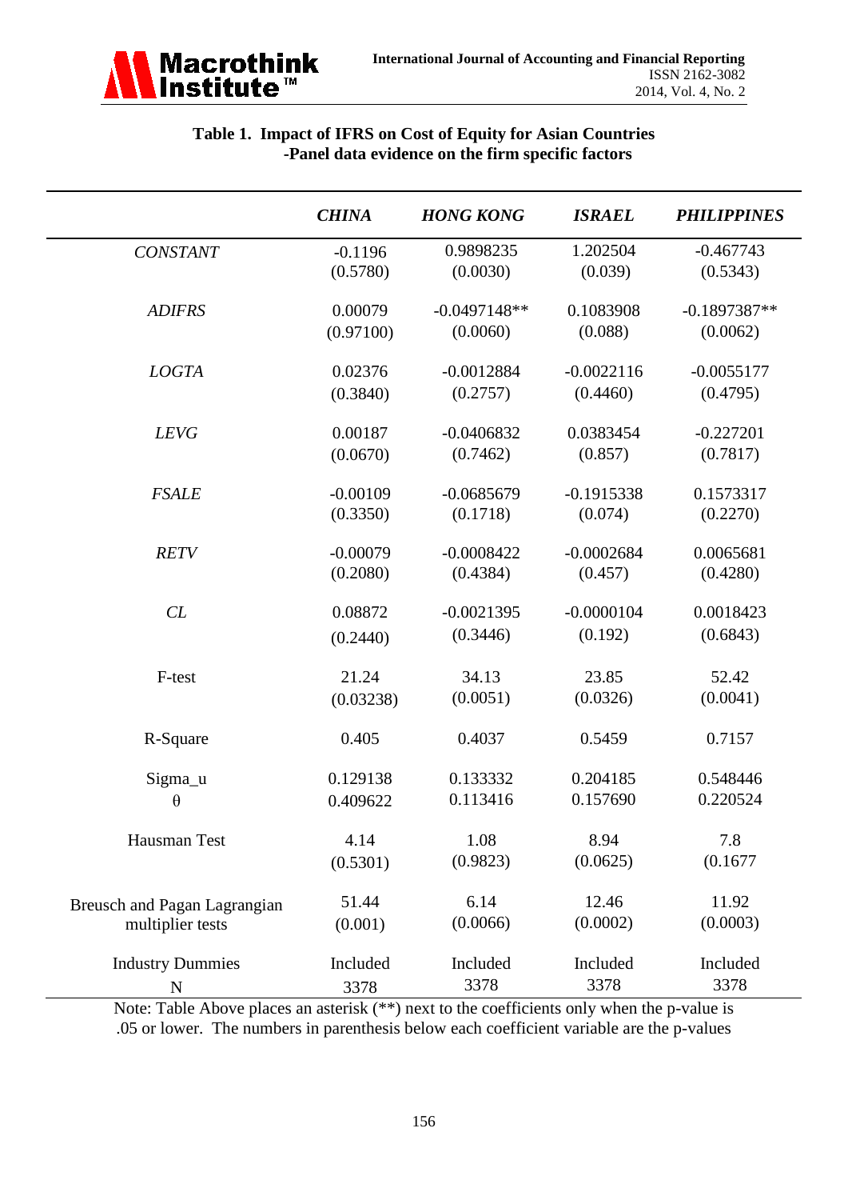**Table 1. Impact of IFRS on Cost of Equity for Asian Countries -Panel data evidence on the firm specific factors**

| | *CHINA* | *HONG KONG* | *ISRAEL* | *PHILIPPINES* |
|---|---|---|---|---|
| *CONSTANT* | -0.1196 (0.5780) | 0.9898235 (0.0030) | 1.202504 (0.039) | -0.467743 (0.5343) |
| *ADIFRS* | 0.00079 (0.97100) | -0.0497148** (0.0060) | 0.1083908 (0.088) | -0.1897387** (0.0062) |
| *LOGTA* | 0.02376 (0.3840) | -0.0012884 (0.2757) | -0.0022116 (0.4460) | -0.0055177 (0.4795) |
| *LEVG* | 0.00187 (0.0670) | -0.0406832 (0.7462) | 0.0383454 (0.857) | -0.227201 (0.7817) |
| *FSALE* | -0.00109 (0.3350) | -0.0685679 (0.1718) | -0.1915338 (0.074) | 0.1573317 (0.2270) |
| *RETV* | -0.00079 (0.2080) | -0.0008422 (0.4384) | -0.0002684 (0.457) | 0.0065681 (0.4280) |
| *CL* | 0.08872 (0.2440) | -0.0021395 (0.3446) | -0.0000104 (0.192) | 0.0018423 (0.6843) |
| F-test | 21.24 (0.03238) | 34.13 (0.0051) | 23.85 (0.0326) | 52.42 (0.0041) |
| R-Square | 0.405 | 0.4037 | 0.5459 | 0.7157 |
| Sigma_u | 0.129138 | 0.133332 | 0.204185 | 0.548446 |
| θ | 0.409622 | 0.113416 | 0.157690 | 0.220524 |
| Hausman Test | 4.14 (0.5301) | 1.08 (0.9823) | 8.94 (0.0625) | 7.8 (0.1677 |
| Breusch and Pagan Lagrangian multiplier tests | 51.44 (0.001) | 6.14 (0.0066) | 12.46 (0.0002) | 11.92 (0.0003) |
| Industry Dummies | Included | Included | Included | Included |
| N | 3378 | 3378 | 3378 | 3378 |

Note: Table Above places an asterisk (**) next to the coefficients only when the p-value is .05 or lower. The numbers in parenthesis below each coefficient variable are the p-values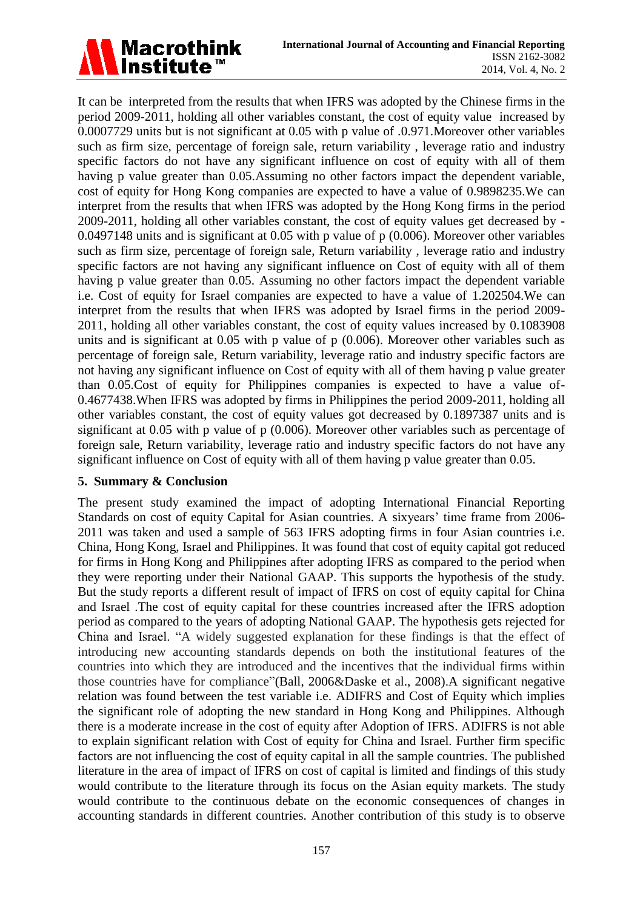It can be interpreted from the results that when IFRS was adopted by the Chinese firms in the period 2009-2011, holding all other variables constant, the cost of equity value increased by 0.0007729 units but is not significant at 0.05 with p value of .0.971.Moreover other variables such as firm size, percentage of foreign sale, return variability , leverage ratio and industry specific factors do not have any significant influence on cost of equity with all of them having p value greater than 0.05.Assuming no other factors impact the dependent variable, cost of equity for Hong Kong companies are expected to have a value of 0.9898235.We can interpret from the results that when IFRS was adopted by the Hong Kong firms in the period 2009-2011, holding all other variables constant, the cost of equity values get decreased by -0.0497148 units and is significant at 0.05 with p value of p (0.006). Moreover other variables such as firm size, percentage of foreign sale, Return variability , leverage ratio and industry specific factors are not having any significant influence on Cost of equity with all of them having p value greater than 0.05. Assuming no other factors impact the dependent variable i.e. Cost of equity for Israel companies are expected to have a value of 1.202504.We can interpret from the results that when IFRS was adopted by Israel firms in the period 2009-2011, holding all other variables constant, the cost of equity values increased by 0.1083908 units and is significant at 0.05 with p value of p (0.006). Moreover other variables such as percentage of foreign sale, Return variability, leverage ratio and industry specific factors are not having any significant influence on Cost of equity with all of them having p value greater than 0.05.Cost of equity for Philippines companies is expected to have a value of-0.4677438.When IFRS was adopted by firms in Philippines the period 2009-2011, holding all other variables constant, the cost of equity values got decreased by 0.1897387 units and is significant at 0.05 with p value of p (0.006). Moreover other variables such as percentage of foreign sale, Return variability, leverage ratio and industry specific factors do not have any significant influence on Cost of equity with all of them having p value greater than 0.05.

## 5. Summary & Conclusion

The present study examined the impact of adopting International Financial Reporting Standards on cost of equity Capital for Asian countries. A sixyears' time frame from 2006-2011 was taken and used a sample of 563 IFRS adopting firms in four Asian countries i.e. China, Hong Kong, Israel and Philippines. It was found that cost of equity capital got reduced for firms in Hong Kong and Philippines after adopting IFRS as compared to the period when they were reporting under their National GAAP. This supports the hypothesis of the study. But the study reports a different result of impact of IFRS on cost of equity capital for China and Israel .The cost of equity capital for these countries increased after the IFRS adoption period as compared to the years of adopting National GAAP. The hypothesis gets rejected for China and Israel. "A widely suggested explanation for these findings is that the effect of introducing new accounting standards depends on both the institutional features of the countries into which they are introduced and the incentives that the individual firms within those countries have for compliance"(Ball, 2006&Daske et al., 2008).A significant negative relation was found between the test variable i.e. ADIFRS and Cost of Equity which implies the significant role of adopting the new standard in Hong Kong and Philippines. Although there is a moderate increase in the cost of equity after Adoption of IFRS. ADIFRS is not able to explain significant relation with Cost of equity for China and Israel. Further firm specific factors are not influencing the cost of equity capital in all the sample countries. The published literature in the area of impact of IFRS on cost of capital is limited and findings of this study would contribute to the literature through its focus on the Asian equity markets. The study would contribute to the continuous debate on the economic consequences of changes in accounting standards in different countries. Another contribution of this study is to observe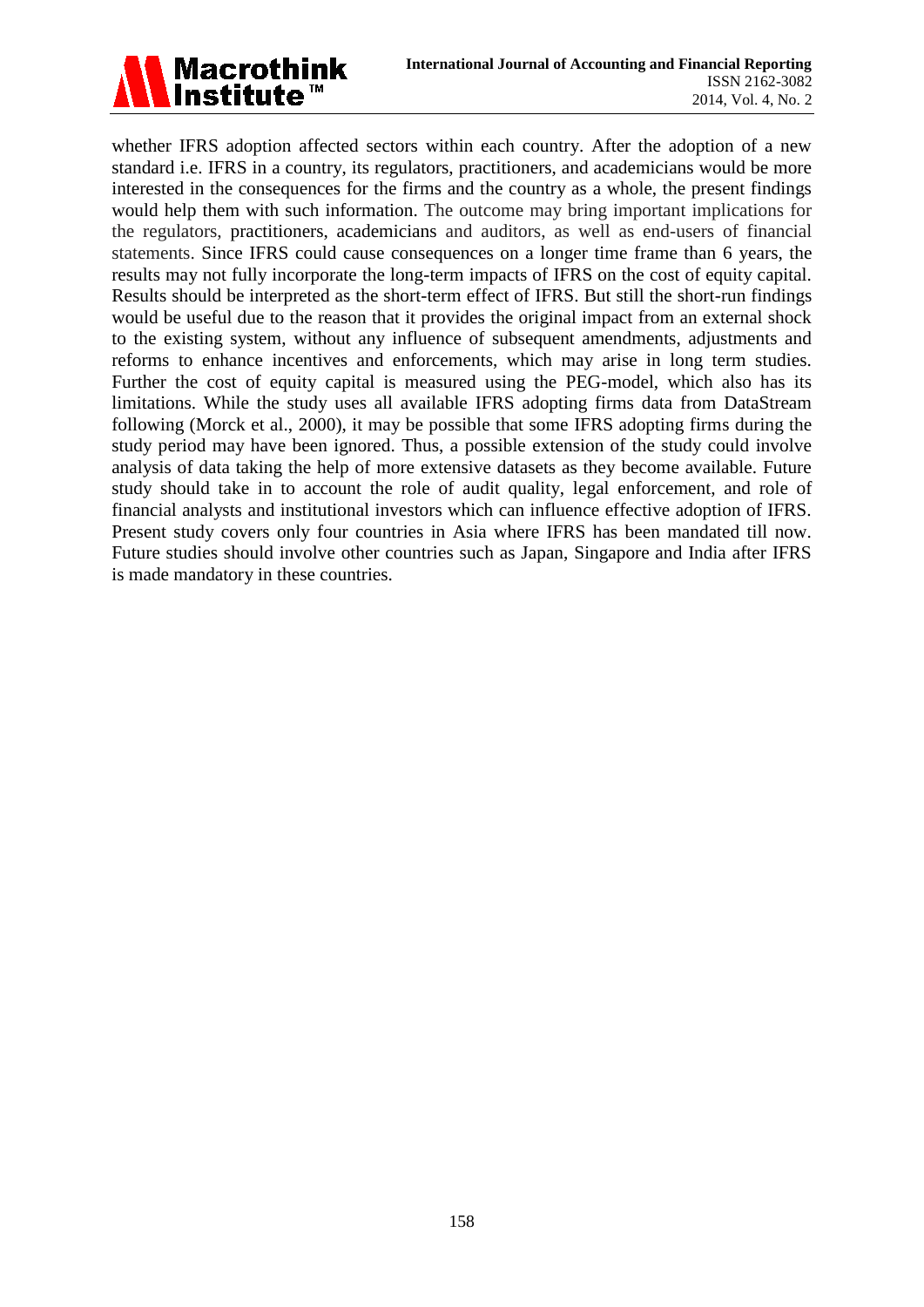whether IFRS adoption affected sectors within each country. After the adoption of a new standard i.e. IFRS in a country, its regulators, practitioners, and academicians would be more interested in the consequences for the firms and the country as a whole, the present findings would help them with such information. The outcome may bring important implications for the regulators, practitioners, academicians and auditors, as well as end-users of financial statements. Since IFRS could cause consequences on a longer time frame than 6 years, the results may not fully incorporate the long-term impacts of IFRS on the cost of equity capital. Results should be interpreted as the short-term effect of IFRS. But still the short-run findings would be useful due to the reason that it provides the original impact from an external shock to the existing system, without any influence of subsequent amendments, adjustments and reforms to enhance incentives and enforcements, which may arise in long term studies. Further the cost of equity capital is measured using the PEG-model, which also has its limitations. While the study uses all available IFRS adopting firms data from DataStream following (Morck et al., 2000), it may be possible that some IFRS adopting firms during the study period may have been ignored. Thus, a possible extension of the study could involve analysis of data taking the help of more extensive datasets as they become available. Future study should take in to account the role of audit quality, legal enforcement, and role of financial analysts and institutional investors which can influence effective adoption of IFRS. Present study covers only four countries in Asia where IFRS has been mandated till now. Future studies should involve other countries such as Japan, Singapore and India after IFRS is made mandatory in these countries.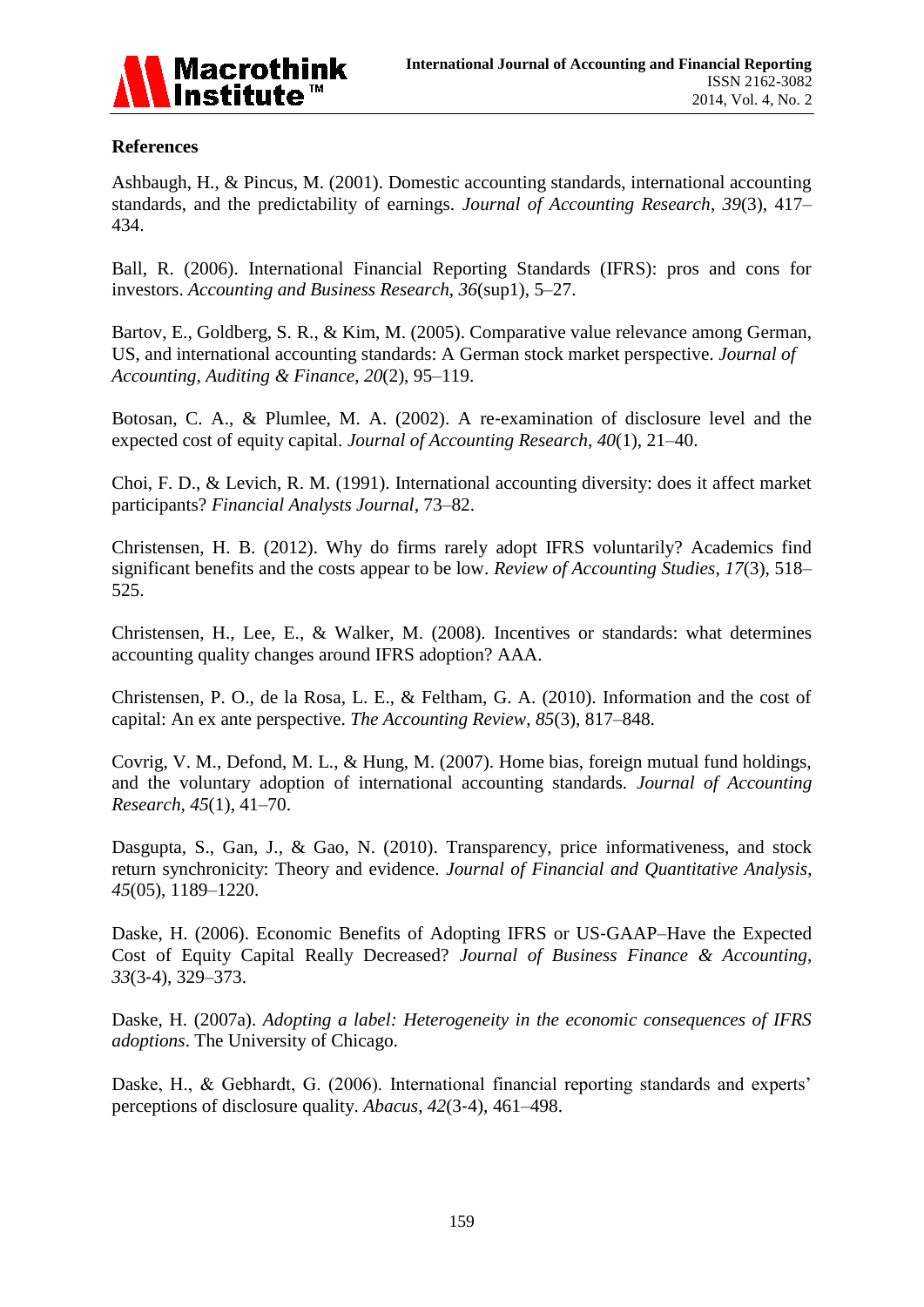## References

Ashbaugh, H., & Pincus, M. (2001). Domestic accounting standards, international accounting standards, and the predictability of earnings. *Journal of Accounting Research*, *39*(3), 417–434.

Ball, R. (2006). International Financial Reporting Standards (IFRS): pros and cons for investors. *Accounting and Business Research*, *36*(sup1), 5–27.

Bartov, E., Goldberg, S. R., & Kim, M. (2005). Comparative value relevance among German, US, and international accounting standards: A German stock market perspective. *Journal of Accounting, Auditing & Finance*, *20*(2), 95–119.

Botosan, C. A., & Plumlee, M. A. (2002). A re-examination of disclosure level and the expected cost of equity capital. *Journal of Accounting Research*, *40*(1), 21–40.

Choi, F. D., & Levich, R. M. (1991). International accounting diversity: does it affect market participants? *Financial Analysts Journal*, 73–82.

Christensen, H. B. (2012). Why do firms rarely adopt IFRS voluntarily? Academics find significant benefits and the costs appear to be low. *Review of Accounting Studies*, *17*(3), 518–525.

Christensen, H., Lee, E., & Walker, M. (2008). Incentives or standards: what determines accounting quality changes around IFRS adoption? AAA.

Christensen, P. O., de la Rosa, L. E., & Feltham, G. A. (2010). Information and the cost of capital: An ex ante perspective. *The Accounting Review*, *85*(3), 817–848.

Covrig, V. M., Defond, M. L., & Hung, M. (2007). Home bias, foreign mutual fund holdings, and the voluntary adoption of international accounting standards. *Journal of Accounting Research*, *45*(1), 41–70.

Dasgupta, S., Gan, J., & Gao, N. (2010). Transparency, price informativeness, and stock return synchronicity: Theory and evidence. *Journal of Financial and Quantitative Analysis*, *45*(05), 1189–1220.

Daske, H. (2006). Economic Benefits of Adopting IFRS or US-GAAP–Have the Expected Cost of Equity Capital Really Decreased? *Journal of Business Finance & Accounting*, *33*(3-4), 329–373.

Daske, H. (2007a). *Adopting a label: Heterogeneity in the economic consequences of IFRS adoptions*. The University of Chicago.

Daske, H., & Gebhardt, G. (2006). International financial reporting standards and experts' perceptions of disclosure quality. *Abacus*, *42*(3-4), 461–498.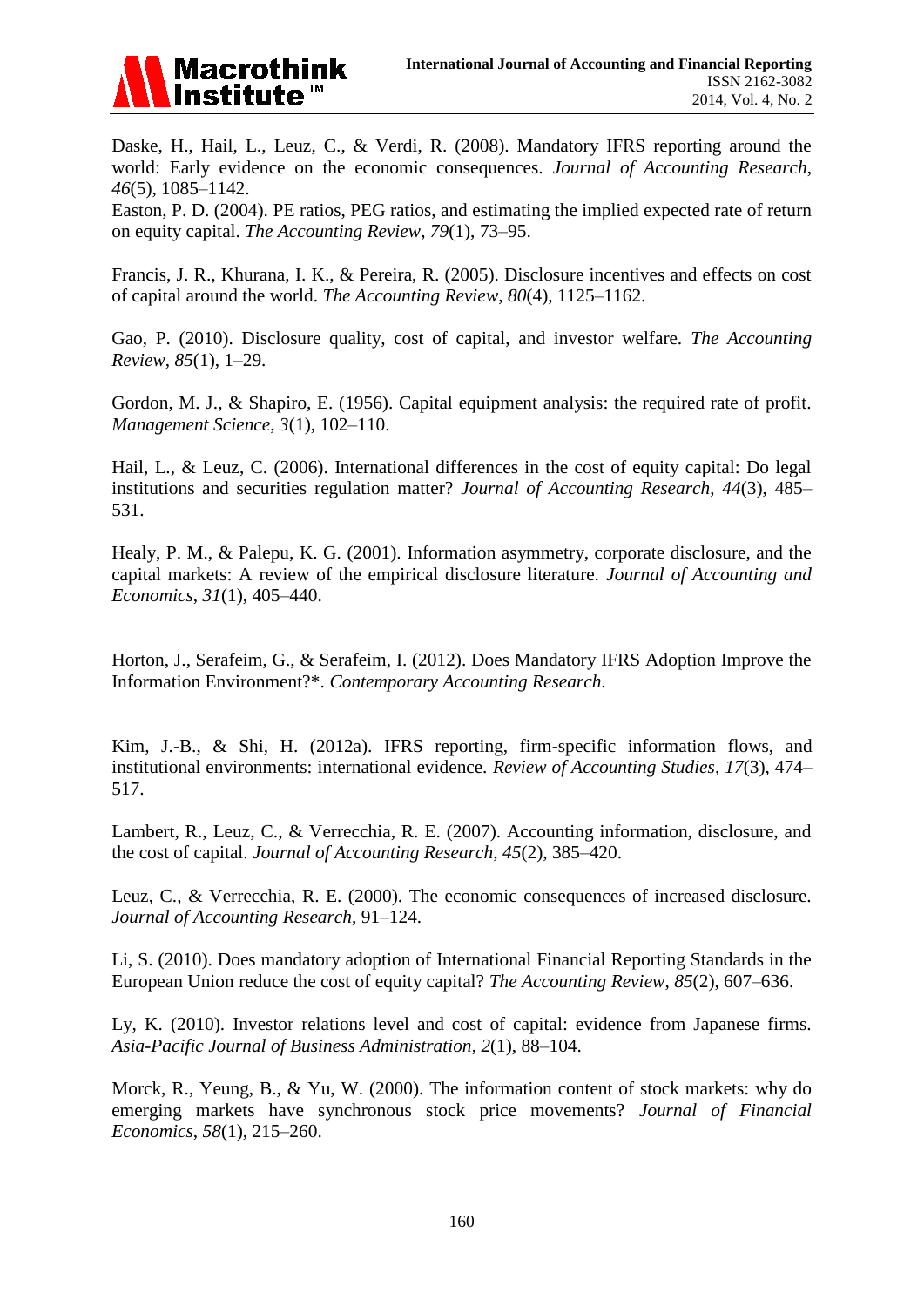Daske, H., Hail, L., Leuz, C., & Verdi, R. (2008). Mandatory IFRS reporting around the world: Early evidence on the economic consequences. *Journal of Accounting Research*, *46*(5), 1085–1142.

Easton, P. D. (2004). PE ratios, PEG ratios, and estimating the implied expected rate of return on equity capital. *The Accounting Review*, *79*(1), 73–95.

Francis, J. R., Khurana, I. K., & Pereira, R. (2005). Disclosure incentives and effects on cost of capital around the world. *The Accounting Review*, *80*(4), 1125–1162.

Gao, P. (2010). Disclosure quality, cost of capital, and investor welfare. *The Accounting Review*, *85*(1), 1–29.

Gordon, M. J., & Shapiro, E. (1956). Capital equipment analysis: the required rate of profit. *Management Science*, *3*(1), 102–110.

Hail, L., & Leuz, C. (2006). International differences in the cost of equity capital: Do legal institutions and securities regulation matter? *Journal of Accounting Research*, *44*(3), 485–531.

Healy, P. M., & Palepu, K. G. (2001). Information asymmetry, corporate disclosure, and the capital markets: A review of the empirical disclosure literature. *Journal of Accounting and Economics*, *31*(1), 405–440.

Horton, J., Serafeim, G., & Serafeim, I. (2012). Does Mandatory IFRS Adoption Improve the Information Environment?*. *Contemporary Accounting Research*.

Kim, J.-B., & Shi, H. (2012a). IFRS reporting, firm-specific information flows, and institutional environments: international evidence. *Review of Accounting Studies*, *17*(3), 474–517.

Lambert, R., Leuz, C., & Verrecchia, R. E. (2007). Accounting information, disclosure, and the cost of capital. *Journal of Accounting Research*, *45*(2), 385–420.

Leuz, C., & Verrecchia, R. E. (2000). The economic consequences of increased disclosure. *Journal of Accounting Research*, 91–124.

Li, S. (2010). Does mandatory adoption of International Financial Reporting Standards in the European Union reduce the cost of equity capital? *The Accounting Review*, *85*(2), 607–636.

Ly, K. (2010). Investor relations level and cost of capital: evidence from Japanese firms. *Asia-Pacific Journal of Business Administration*, *2*(1), 88–104.

Morck, R., Yeung, B., & Yu, W. (2000). The information content of stock markets: why do emerging markets have synchronous stock price movements? *Journal of Financial Economics*, *58*(1), 215–260.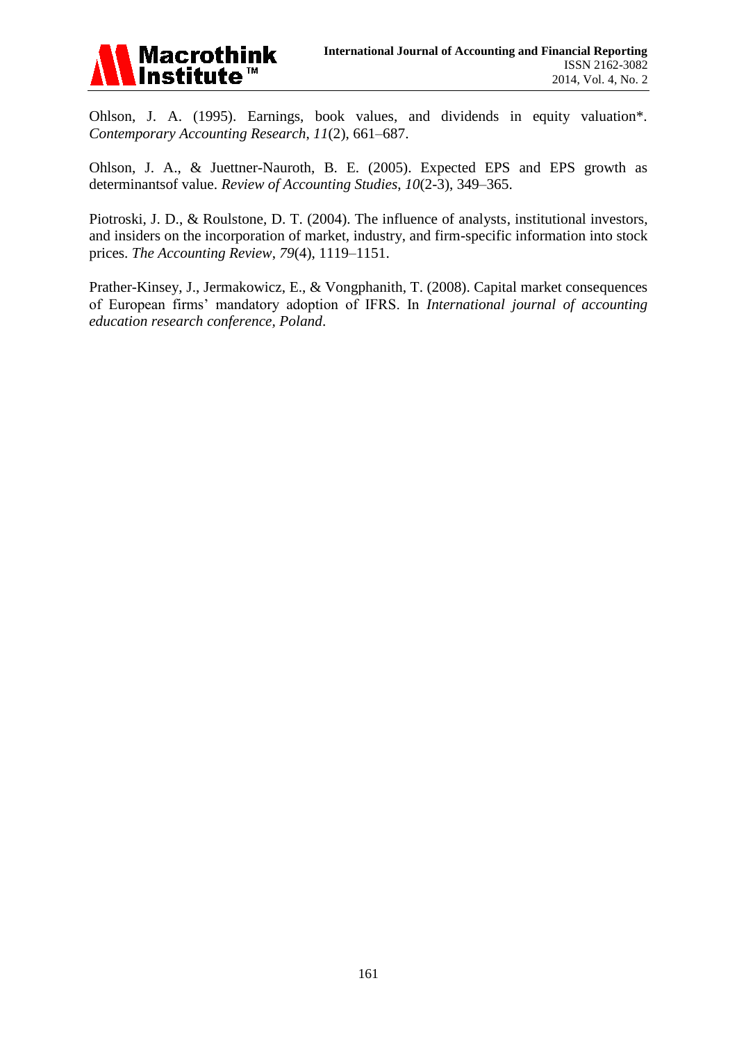Ohlson, J. A. (1995). Earnings, book values, and dividends in equity valuation*. *Contemporary Accounting Research*, *11*(2), 661–687.

Ohlson, J. A., & Juettner-Nauroth, B. E. (2005). Expected EPS and EPS growth as determinantsof value. *Review of Accounting Studies*, *10*(2-3), 349–365.

Piotroski, J. D., & Roulstone, D. T. (2004). The influence of analysts, institutional investors, and insiders on the incorporation of market, industry, and firm-specific information into stock prices. *The Accounting Review*, *79*(4), 1119–1151.

Prather-Kinsey, J., Jermakowicz, E., & Vongphanith, T. (2008). Capital market consequences of European firms' mandatory adoption of IFRS. In *International journal of accounting education research conference, Poland*.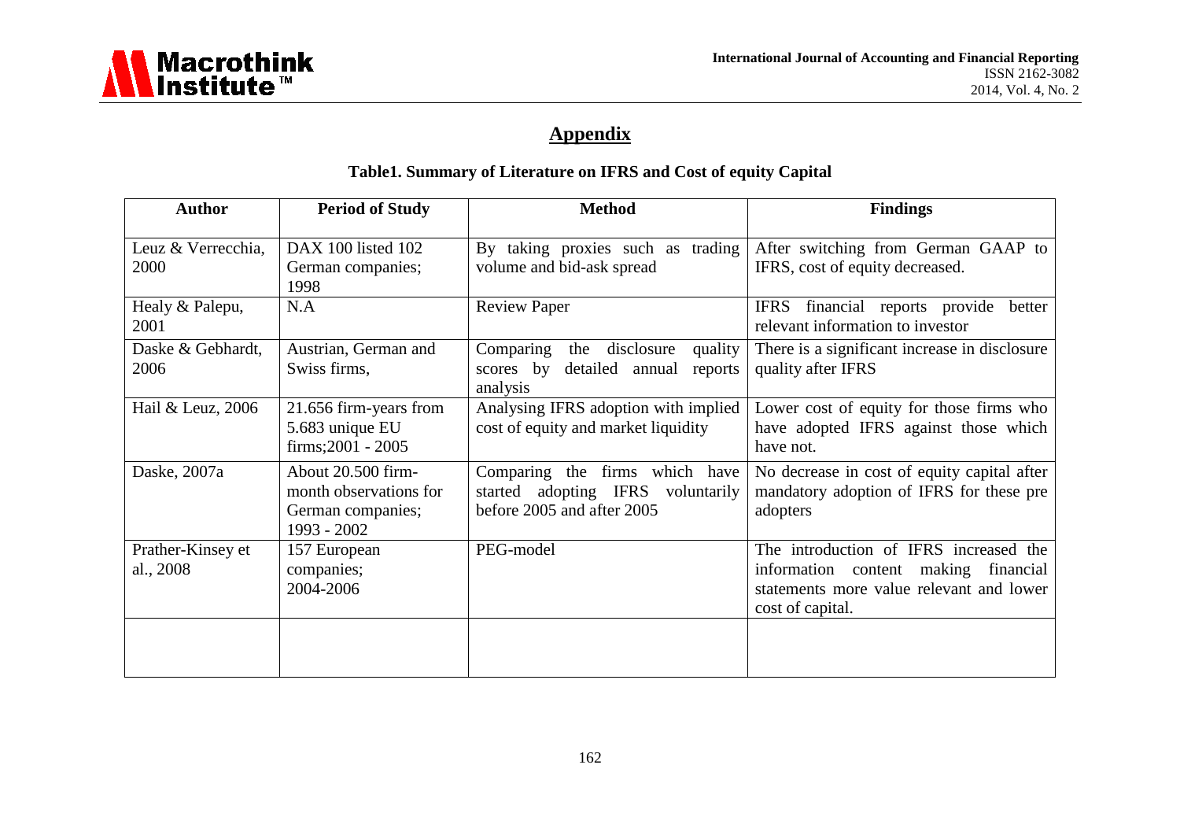## Appendix

### Table1. Summary of Literature on IFRS and Cost of equity Capital

| Author | Period of Study | Method | Findings |
|---|---|---|---|
| Leuz & Verrecchia, 2000 | DAX 100 listed 102 German companies; 1998 | By taking proxies such as trading volume and bid-ask spread | After switching from German GAAP to IFRS, cost of equity decreased. |
| Healy & Palepu, 2001 | N.A | Review Paper | IFRS financial reports provide better relevant information to investor |
| Daske & Gebhardt, 2006 | Austrian, German and Swiss firms, | Comparing the disclosure quality scores by detailed annual reports analysis | There is a significant increase in disclosure quality after IFRS |
| Hail & Leuz, 2006 | 21.656 firm-years from 5.683 unique EU firms;2001 - 2005 | Analysing IFRS adoption with implied cost of equity and market liquidity | Lower cost of equity for those firms who have adopted IFRS against those which have not. |
| Daske, 2007a | About 20.500 firm-month observations for German companies; 1993 - 2002 | Comparing the firms which have started adopting IFRS voluntarily before 2005 and after 2005 | No decrease in cost of equity capital after mandatory adoption of IFRS for these pre adopters |
| Prather-Kinsey et al., 2008 | 157 European companies; 2004-2006 | PEG-model | The introduction of IFRS increased the information content making financial statements more value relevant and lower cost of capital. |
| | | | |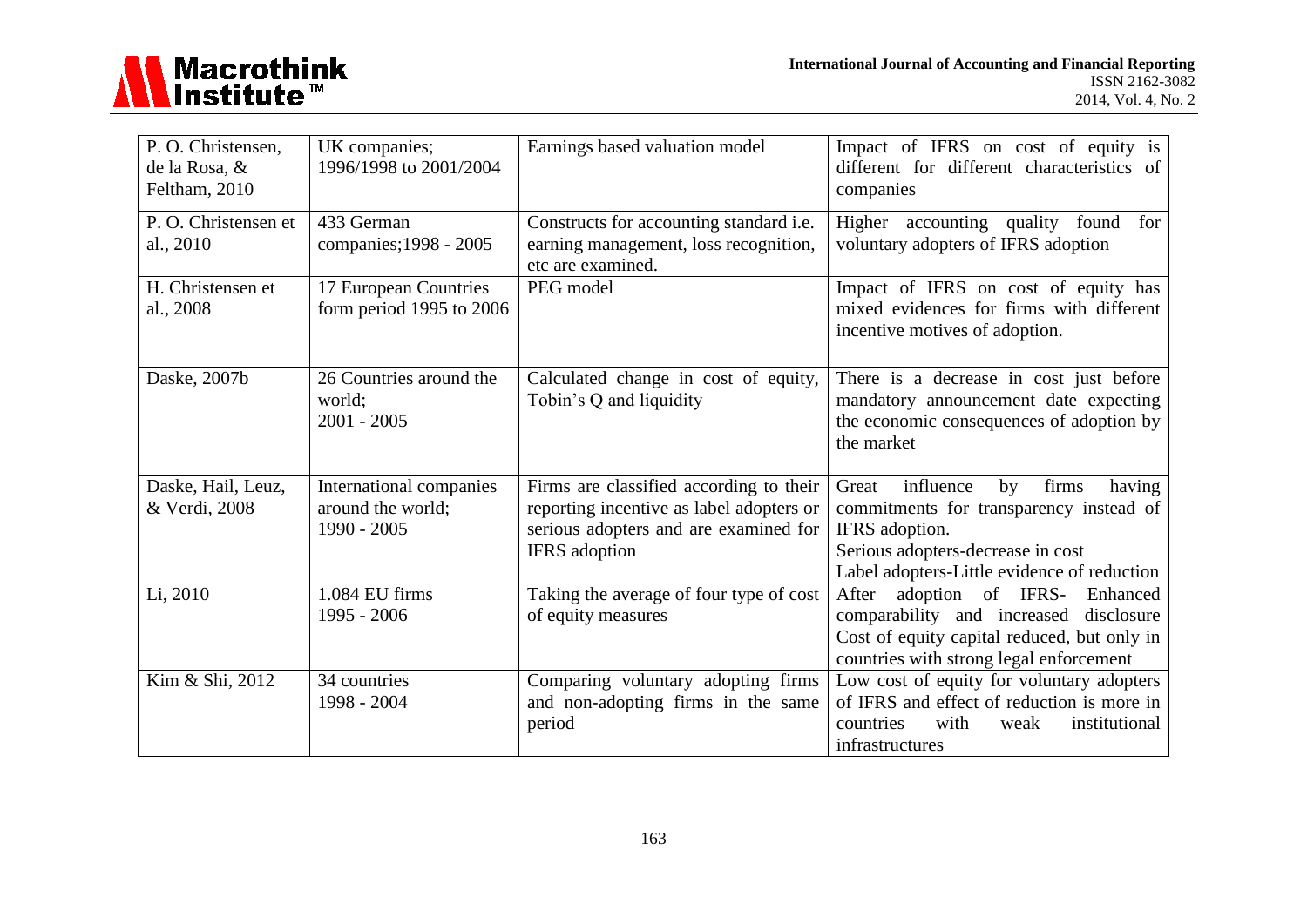| P. O. Christensen, de la Rosa, & Feltham, 2010 | UK companies; 1996/1998 to 2001/2004 | Earnings based valuation model | Impact of IFRS on cost of equity is different for different characteristics of companies |
|---|---|---|---|
| P. O. Christensen et al., 2010 | 433 German companies;1998 - 2005 | Constructs for accounting standard i.e. earning management, loss recognition, etc are examined. | Higher accounting quality found for voluntary adopters of IFRS adoption |
| H. Christensen et al., 2008 | 17 European Countries form period 1995 to 2006 | PEG model | Impact of IFRS on cost of equity has mixed evidences for firms with different incentive motives of adoption. |
| Daske, 2007b | 26 Countries around the world; 2001 - 2005 | Calculated change in cost of equity, Tobin's Q and liquidity | There is a decrease in cost just before mandatory announcement date expecting the economic consequences of adoption by the market |
| Daske, Hail, Leuz, & Verdi, 2008 | International companies around the world; 1990 - 2005 | Firms are classified according to their reporting incentive as label adopters or serious adopters and are examined for IFRS adoption | Great influence by firms having commitments for transparency instead of IFRS adoption. Serious adopters-decrease in cost Label adopters-Little evidence of reduction |
| Li, 2010 | 1.084 EU firms 1995 - 2006 | Taking the average of four type of cost of equity measures | After adoption of IFRS- Enhanced comparability and increased disclosure Cost of equity capital reduced, but only in countries with strong legal enforcement |
| Kim & Shi, 2012 | 34 countries 1998 - 2004 | Comparing voluntary adopting firms and non-adopting firms in the same period | Low cost of equity for voluntary adopters of IFRS and effect of reduction is more in countries with weak institutional infrastructures |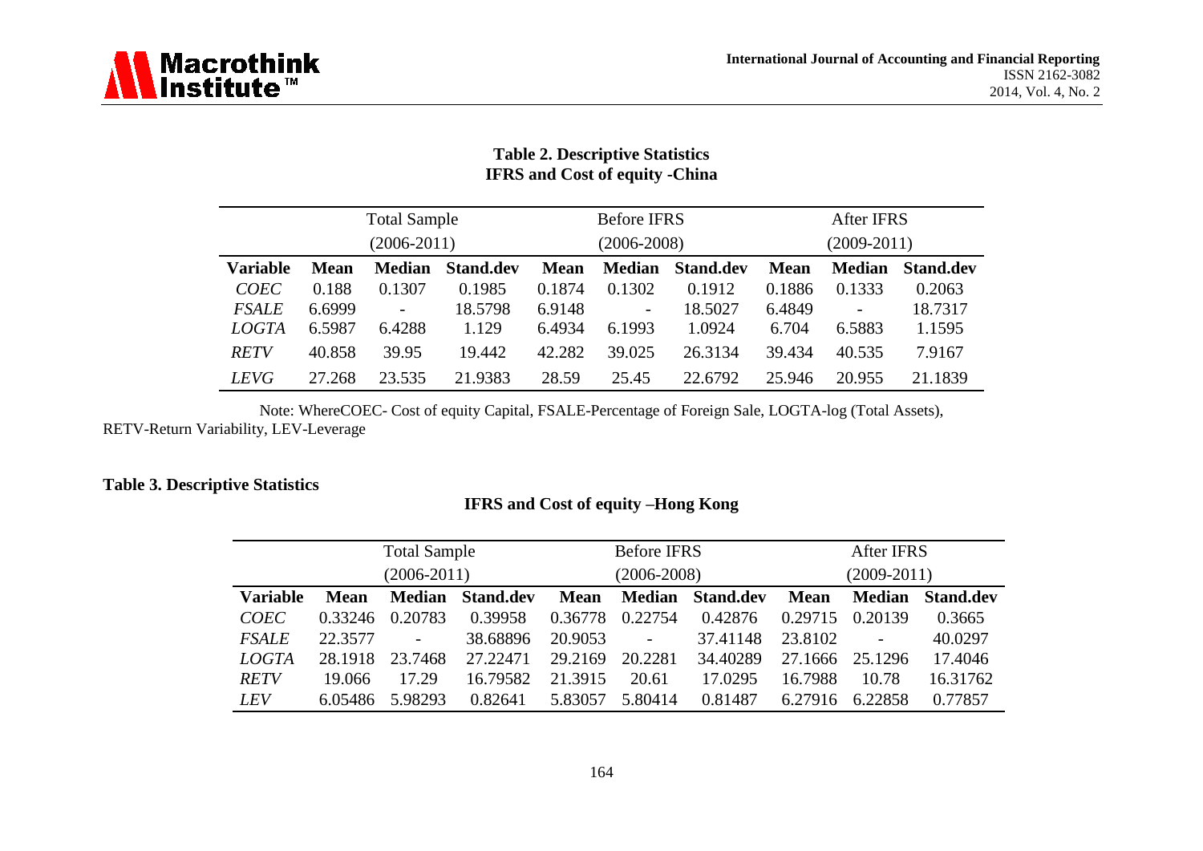**Table 2. Descriptive Statistics**
**IFRS and Cost of equity -China**

| | Total Sample (2006-2011) | | | Before IFRS (2006-2008) | | | After IFRS (2009-2011) | | |
|---|---|---|---|---|---|---|---|---|---|
| **Variable** | **Mean** | **Median** | **Stand.dev** | **Mean** | **Median** | **Stand.dev** | **Mean** | **Median** | **Stand.dev** |
| *COEC* | 0.188 | 0.1307 | 0.1985 | 0.1874 | 0.1302 | 0.1912 | 0.1886 | 0.1333 | 0.2063 |
| *FSALE* | 6.6999 | - | 18.5798 | 6.9148 | - | 18.5027 | 6.4849 | - | 18.7317 |
| *LOGTA* | 6.5987 | 6.4288 | 1.129 | 6.4934 | 6.1993 | 1.0924 | 6.704 | 6.5883 | 1.1595 |
| *RETV* | 40.858 | 39.95 | 19.442 | 42.282 | 39.025 | 26.3134 | 39.434 | 40.535 | 7.9167 |
| *LEVG* | 27.268 | 23.535 | 21.9383 | 28.59 | 25.45 | 22.6792 | 25.946 | 20.955 | 21.1839 |

Note: WhereCOEC- Cost of equity Capital, FSALE-Percentage of Foreign Sale, LOGTA-log (Total Assets), RETV-Return Variability, LEV-Leverage

**Table 3. Descriptive Statistics**

**IFRS and Cost of equity –Hong Kong**

| | Total Sample (2006-2011) | | | Before IFRS (2006-2008) | | | After IFRS (2009-2011) | | |
|---|---|---|---|---|---|---|---|---|---|
| **Variable** | **Mean** | **Median** | **Stand.dev** | **Mean** | **Median** | **Stand.dev** | **Mean** | **Median** | **Stand.dev** |
| *COEC* | 0.33246 | 0.20783 | 0.39958 | 0.36778 | 0.22754 | 0.42876 | 0.29715 | 0.20139 | 0.3665 |
| *FSALE* | 22.3577 | - | 38.68896 | 20.9053 | - | 37.41148 | 23.8102 | - | 40.0297 |
| *LOGTA* | 28.1918 | 23.7468 | 27.22471 | 29.2169 | 20.2281 | 34.40289 | 27.1666 | 25.1296 | 17.4046 |
| *RETV* | 19.066 | 17.29 | 16.79582 | 21.3915 | 20.61 | 17.0295 | 16.7988 | 10.78 | 16.31762 |
| *LEV* | 6.05486 | 5.98293 | 0.82641 | 5.83057 | 5.80414 | 0.81487 | 6.27916 | 6.22858 | 0.77857 |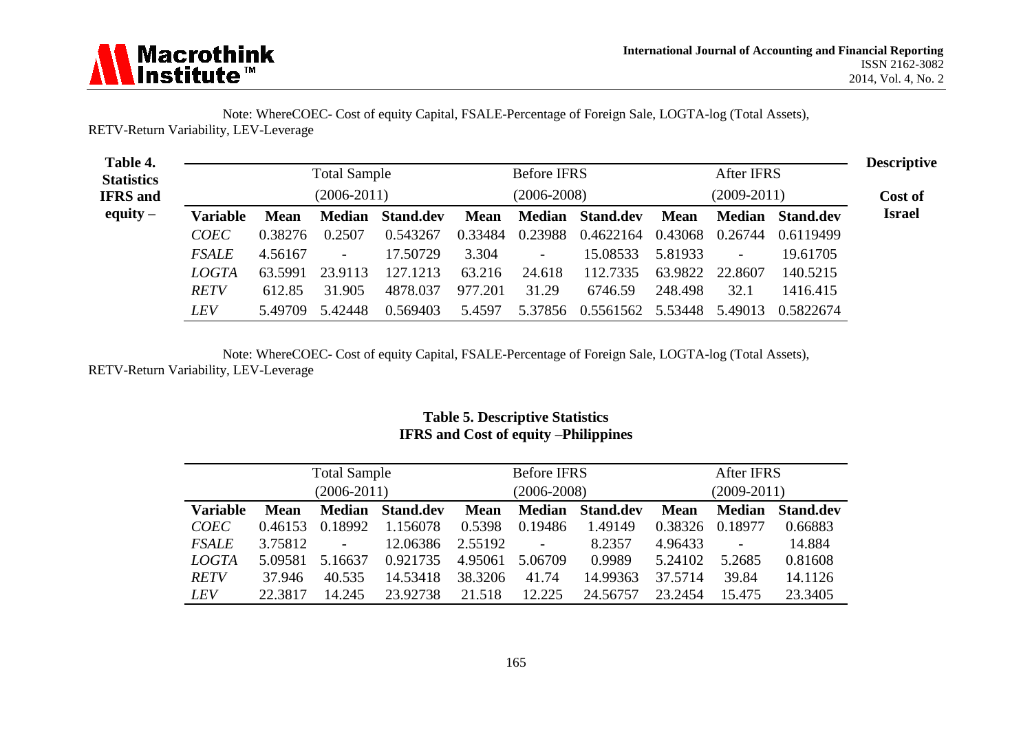Note: WhereCOEC- Cost of equity Capital, FSALE-Percentage of Foreign Sale, LOGTA-log (Total Assets), RETV-Return Variability, LEV-Leverage

**Table 4. Descriptive Statistics IFRS and Cost of equity – Israel**

| | Total Sample (2006-2011) | | | Before IFRS (2006-2008) | | | After IFRS (2009-2011) | | |
|---|---|---|---|---|---|---|---|---|---|
| **Variable** | **Mean** | **Median** | **Stand.dev** | **Mean** | **Median** | **Stand.dev** | **Mean** | **Median** | **Stand.dev** |
| *COEC* | 0.38276 | 0.2507 | 0.543267 | 0.33484 | 0.23988 | 0.4622164 | 0.43068 | 0.26744 | 0.6119499 |
| *FSALE* | 4.56167 | - | 17.50729 | 3.304 | - | 15.08533 | 5.81933 | - | 19.61705 |
| *LOGTA* | 63.5991 | 23.9113 | 127.1213 | 63.216 | 24.618 | 112.7335 | 63.9822 | 22.8607 | 140.5215 |
| *RETV* | 612.85 | 31.905 | 4878.037 | 977.201 | 31.29 | 6746.59 | 248.498 | 32.1 | 1416.415 |
| *LEV* | 5.49709 | 5.42448 | 0.569403 | 5.4597 | 5.37856 | 0.5561562 | 5.53448 | 5.49013 | 0.5822674 |

Note: WhereCOEC- Cost of equity Capital, FSALE-Percentage of Foreign Sale, LOGTA-log (Total Assets), RETV-Return Variability, LEV-Leverage

**Table 5. Descriptive Statistics IFRS and Cost of equity –Philippines**

| | Total Sample (2006-2011) | | | Before IFRS (2006-2008) | | | After IFRS (2009-2011) | | |
|---|---|---|---|---|---|---|---|---|---|
| **Variable** | **Mean** | **Median** | **Stand.dev** | **Mean** | **Median** | **Stand.dev** | **Mean** | **Median** | **Stand.dev** |
| *COEC* | 0.46153 | 0.18992 | 1.156078 | 0.5398 | 0.19486 | 1.49149 | 0.38326 | 0.18977 | 0.66883 |
| *FSALE* | 3.75812 | - | 12.06386 | 2.55192 | - | 8.2357 | 4.96433 | - | 14.884 |
| *LOGTA* | 5.09581 | 5.16637 | 0.921735 | 4.95061 | 5.06709 | 0.9989 | 5.24102 | 5.2685 | 0.81608 |
| *RETV* | 37.946 | 40.535 | 14.53418 | 38.3206 | 41.74 | 14.99363 | 37.5714 | 39.84 | 14.1126 |
| *LEV* | 22.3817 | 14.245 | 23.92738 | 21.518 | 12.225 | 24.56757 | 23.2454 | 15.475 | 23.3405 |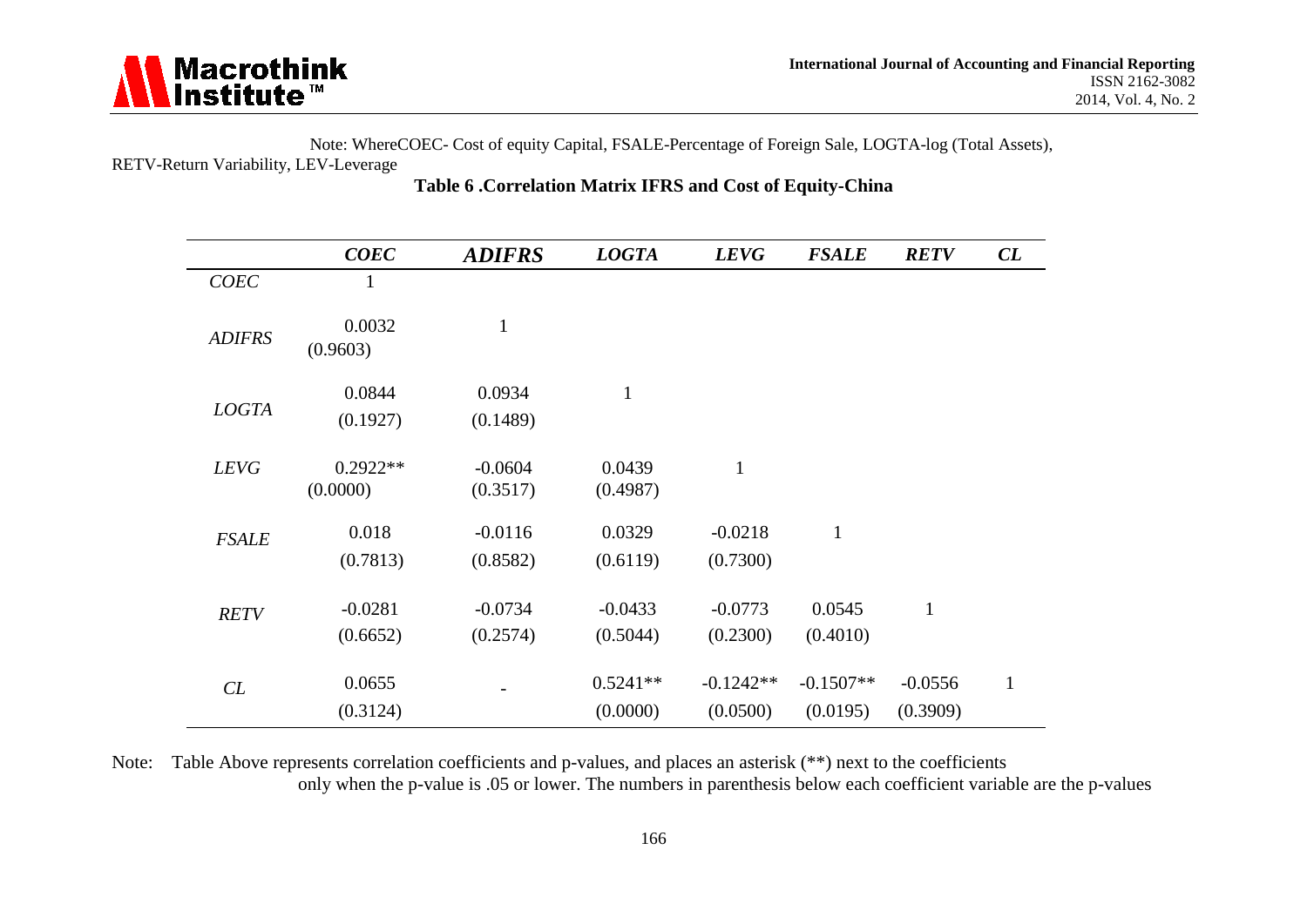Note: WhereCOEC- Cost of equity Capital, FSALE-Percentage of Foreign Sale, LOGTA-log (Total Assets), RETV-Return Variability, LEV-Leverage

**Table 6 .Correlation Matrix IFRS and Cost of Equity-China**

| | *COEC* | *ADIFRS* | *LOGTA* | *LEVG* | *FSALE* | *RETV* | *CL* |
|---|---|---|---|---|---|---|---|
| *COEC* | 1 | | | | | | |
| *ADIFRS* | 0.0032 (0.9603) | 1 | | | | | |
| *LOGTA* | 0.0844 (0.1927) | 0.0934 (0.1489) | 1 | | | | |
| *LEVG* | 0.2922** (0.0000) | -0.0604 (0.3517) | 0.0439 (0.4987) | 1 | | | |
| *FSALE* | 0.018 (0.7813) | -0.0116 (0.8582) | 0.0329 (0.6119) | -0.0218 (0.7300) | 1 | | |
| *RETV* | -0.0281 (0.6652) | -0.0734 (0.2574) | -0.0433 (0.5044) | -0.0773 (0.2300) | 0.0545 (0.4010) | 1 | |
| *CL* | 0.0655 (0.3124) | - | 0.5241** (0.0000) | -0.1242** (0.0500) | -0.1507** (0.0195) | -0.0556 (0.3909) | 1 |

Note: Table Above represents correlation coefficients and p-values, and places an asterisk (**) next to the coefficients only when the p-value is .05 or lower. The numbers in parenthesis below each coefficient variable are the p-values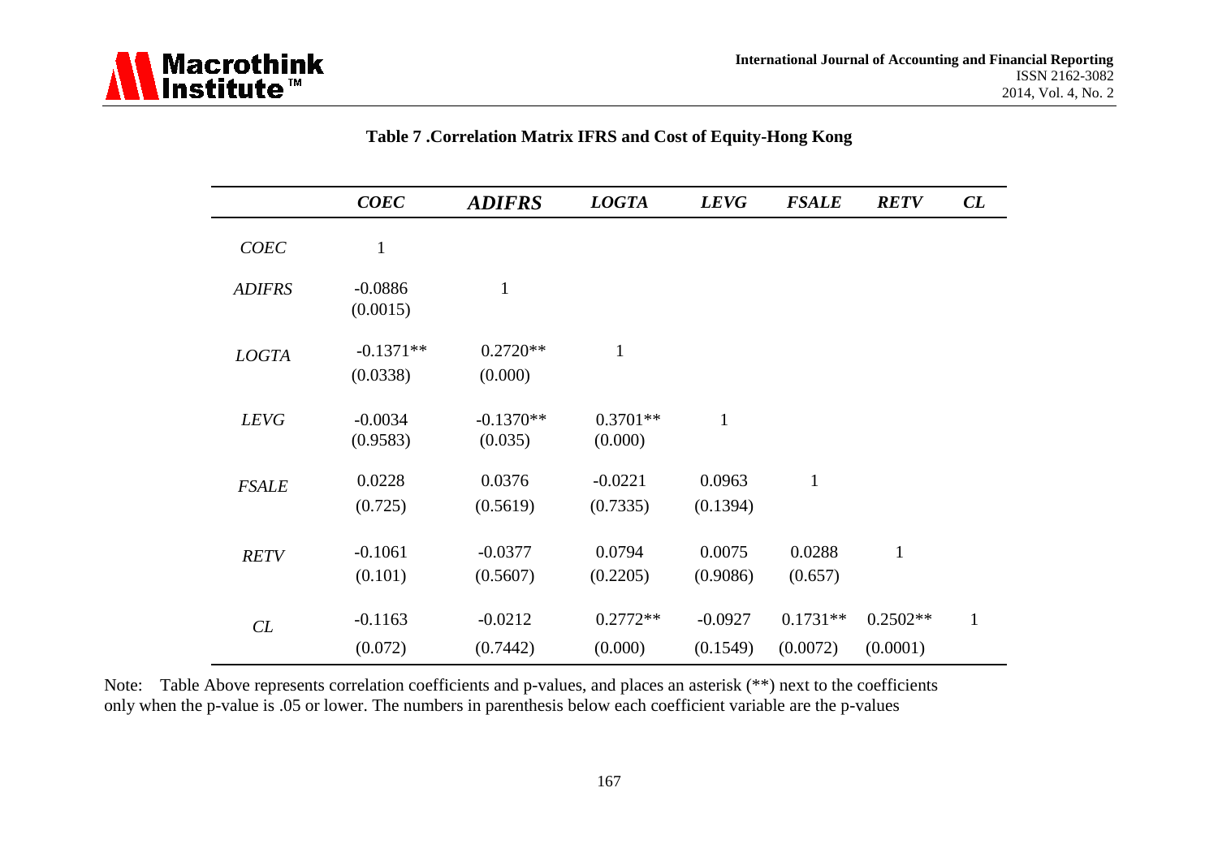**Table 7 .Correlation Matrix IFRS and Cost of Equity-Hong Kong**

| | *COEC* | *ADIFRS* | *LOGTA* | *LEVG* | *FSALE* | *RETV* | *CL* |
|---|---|---|---|---|---|---|---|
| *COEC* | 1 | | | | | | |
| *ADIFRS* | -0.0886<br>(0.0015) | 1 | | | | | |
| *LOGTA* | -0.1371**<br>(0.0338) | 0.2720**<br>(0.000) | 1 | | | | |
| *LEVG* | -0.0034<br>(0.9583) | -0.1370**<br>(0.035) | 0.3701**<br>(0.000) | 1 | | | |
| *FSALE* | 0.0228<br>(0.725) | 0.0376<br>(0.5619) | -0.0221<br>(0.7335) | 0.0963<br>(0.1394) | 1 | | |
| *RETV* | -0.1061<br>(0.101) | -0.0377<br>(0.5607) | 0.0794<br>(0.2205) | 0.0075<br>(0.9086) | 0.0288<br>(0.657) | 1 | |
| *CL* | -0.1163<br>(0.072) | -0.0212<br>(0.7442) | 0.2772**<br>(0.000) | -0.0927<br>(0.1549) | 0.1731**<br>(0.0072) | 0.2502**<br>(0.0001) | 1 |

Note: Table Above represents correlation coefficients and p-values, and places an asterisk (**) next to the coefficients only when the p-value is .05 or lower. The numbers in parenthesis below each coefficient variable are the p-values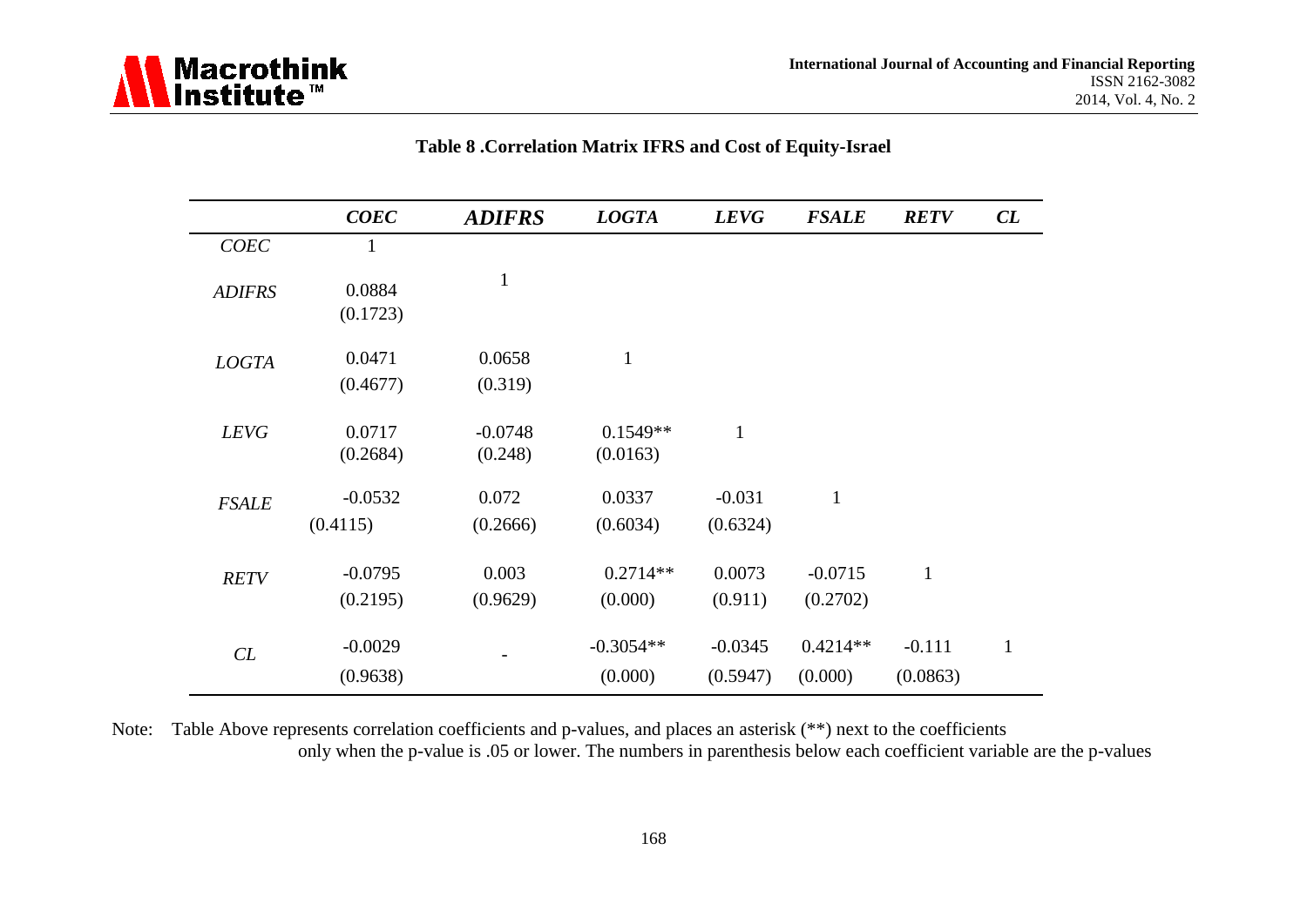**Table 8 .Correlation Matrix IFRS and Cost of Equity-Israel**

| | *COEC* | *ADIFRS* | *LOGTA* | *LEVG* | *FSALE* | *RETV* | *CL* |
|---|---|---|---|---|---|---|---|
| *COEC* | 1 | | | | | | |
| *ADIFRS* | 0.0884<br>(0.1723) | 1 | | | | | |
| *LOGTA* | 0.0471<br>(0.4677) | 0.0658<br>(0.319) | 1 | | | | |
| *LEVG* | 0.0717<br>(0.2684) | -0.0748<br>(0.248) | 0.1549**<br>(0.0163) | 1 | | | |
| *FSALE* | -0.0532<br>(0.4115) | 0.072<br>(0.2666) | 0.0337<br>(0.6034) | -0.031<br>(0.6324) | 1 | | |
| *RETV* | -0.0795<br>(0.2195) | 0.003<br>(0.9629) | 0.2714**<br>(0.000) | 0.0073<br>(0.911) | -0.0715<br>(0.2702) | 1 | |
| *CL* | -0.0029<br>(0.9638) | - | -0.3054**<br>(0.000) | -0.0345<br>(0.5947) | 0.4214**<br>(0.000) | -0.111<br>(0.0863) | 1 |

Note: Table Above represents correlation coefficients and p-values, and places an asterisk (**) next to the coefficients only when the p-value is .05 or lower. The numbers in parenthesis below each coefficient variable are the p-values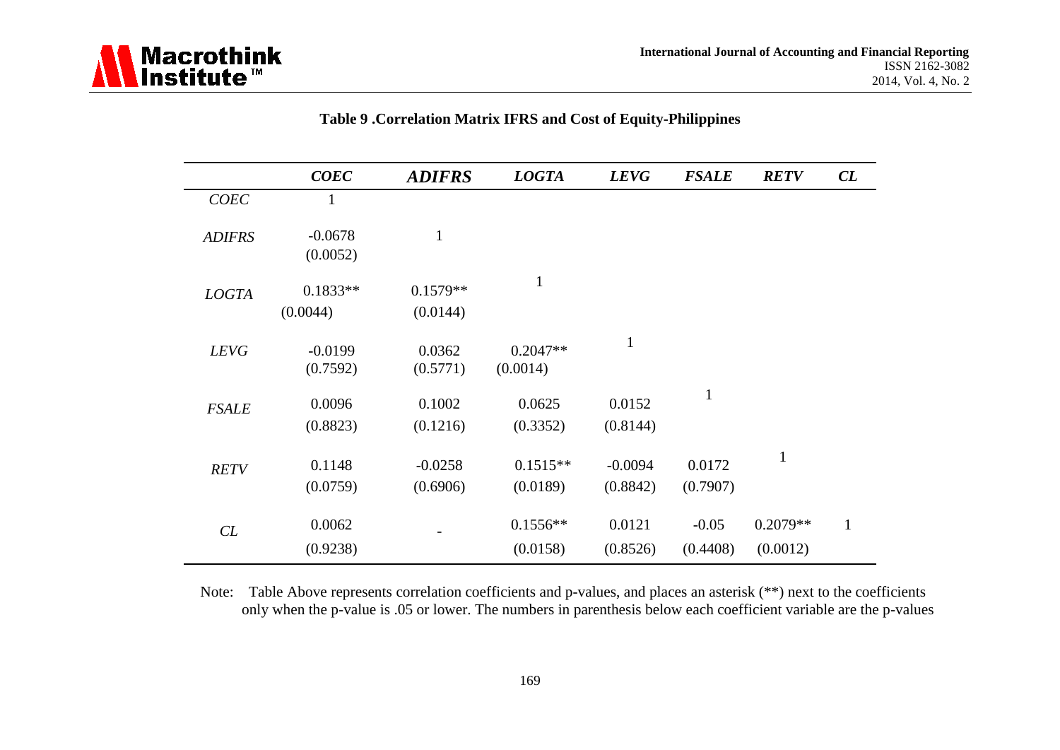**Table 9 .Correlation Matrix IFRS and Cost of Equity-Philippines**

| | *COEC* | *ADIFRS* | *LOGTA* | *LEVG* | *FSALE* | *RETV* | *CL* |
|---|---|---|---|---|---|---|---|
| *COEC* | 1 | | | | | | |
| *ADIFRS* | -0.0678<br>(0.0052) | 1 | | | | | |
| *LOGTA* | 0.1833**<br>(0.0044) | 0.1579**<br>(0.0144) | 1 | | | | |
| *LEVG* | -0.0199<br>(0.7592) | 0.0362<br>(0.5771) | 0.2047**<br>(0.0014) | 1 | | | |
| *FSALE* | 0.0096<br>(0.8823) | 0.1002<br>(0.1216) | 0.0625<br>(0.3352) | 0.0152<br>(0.8144) | 1 | | |
| *RETV* | 0.1148<br>(0.0759) | -0.0258<br>(0.6906) | 0.1515**<br>(0.0189) | -0.0094<br>(0.8842) | 0.0172<br>(0.7907) | 1 | |
| *CL* | 0.0062<br>(0.9238) | - | 0.1556**<br>(0.0158) | 0.0121<br>(0.8526) | -0.05<br>(0.4408) | 0.2079**<br>(0.0012) | 1 |

Note: Table Above represents correlation coefficients and p-values, and places an asterisk (**) next to the coefficients only when the p-value is .05 or lower. The numbers in parenthesis below each coefficient variable are the p-values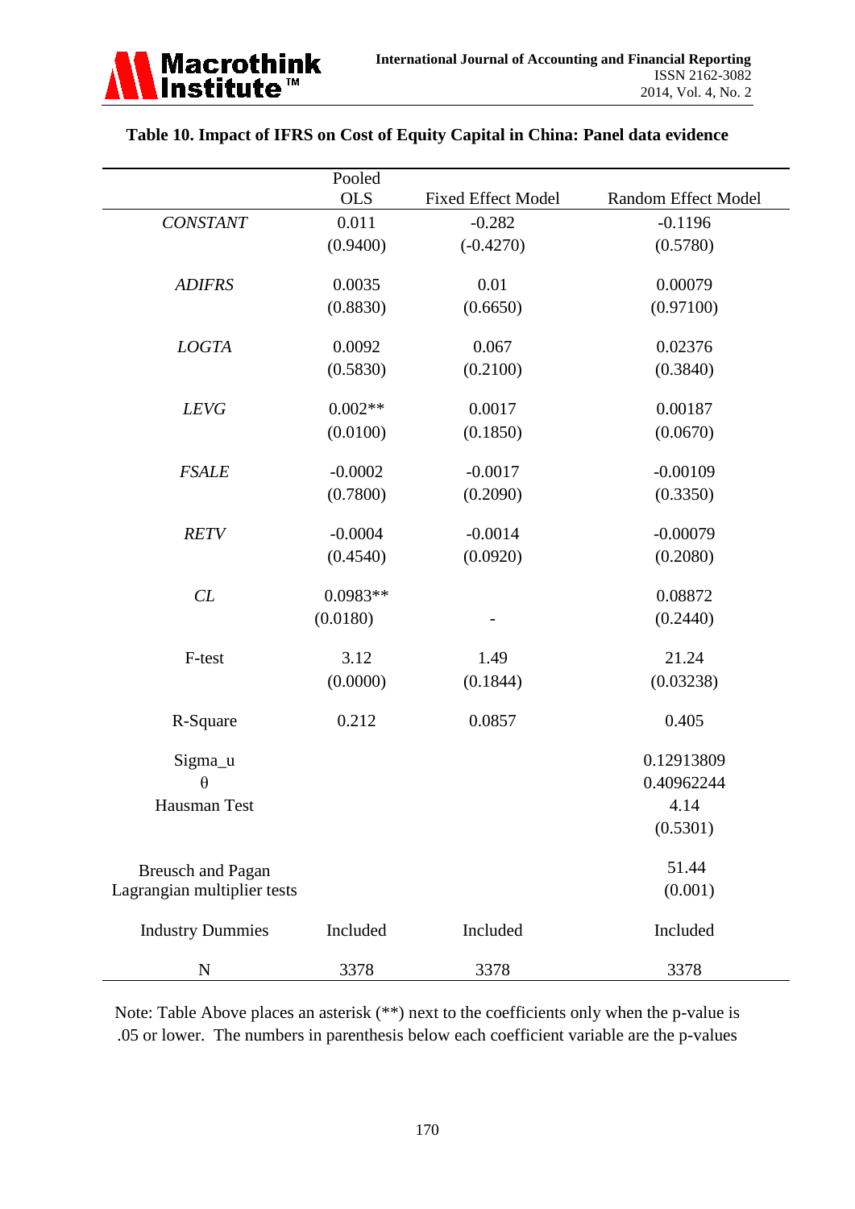**Table 10. Impact of IFRS on Cost of Equity Capital in China: Panel data evidence**

| | Pooled OLS | Fixed Effect Model | Random Effect Model |
|---|---|---|---|
| *CONSTANT* | 0.011 | -0.282 | -0.1196 |
| | (0.9400) | (-0.4270) | (0.5780) |
| *ADIFRS* | 0.0035 | 0.01 | 0.00079 |
| | (0.8830) | (0.6650) | (0.97100) |
| *LOGTA* | 0.0092 | 0.067 | 0.02376 |
| | (0.5830) | (0.2100) | (0.3840) |
| *LEVG* | 0.002** | 0.0017 | 0.00187 |
| | (0.0100) | (0.1850) | (0.0670) |
| *FSALE* | -0.0002 | -0.0017 | -0.00109 |
| | (0.7800) | (0.2090) | (0.3350) |
| *RETV* | -0.0004 | -0.0014 | -0.00079 |
| | (0.4540) | (0.0920) | (0.2080) |
| *CL* | 0.0983** | | 0.08872 |
| | (0.0180) | - | (0.2440) |
| F-test | 3.12 | 1.49 | 21.24 |
| | (0.0000) | (0.1844) | (0.03238) |
| R-Square | 0.212 | 0.0857 | 0.405 |
| Sigma_u | | | 0.12913809 |
| $\theta$ | | | 0.40962244 |
| Hausman Test | | | 4.14 |
| | | | (0.5301) |
| Breusch and Pagan Lagrangian multiplier tests | | | 51.44 |
| | | | (0.001) |
| Industry Dummies | Included | Included | Included |
| N | 3378 | 3378 | 3378 |

Note: Table Above places an asterisk (**) next to the coefficients only when the p-value is .05 or lower. The numbers in parenthesis below each coefficient variable are the p-values